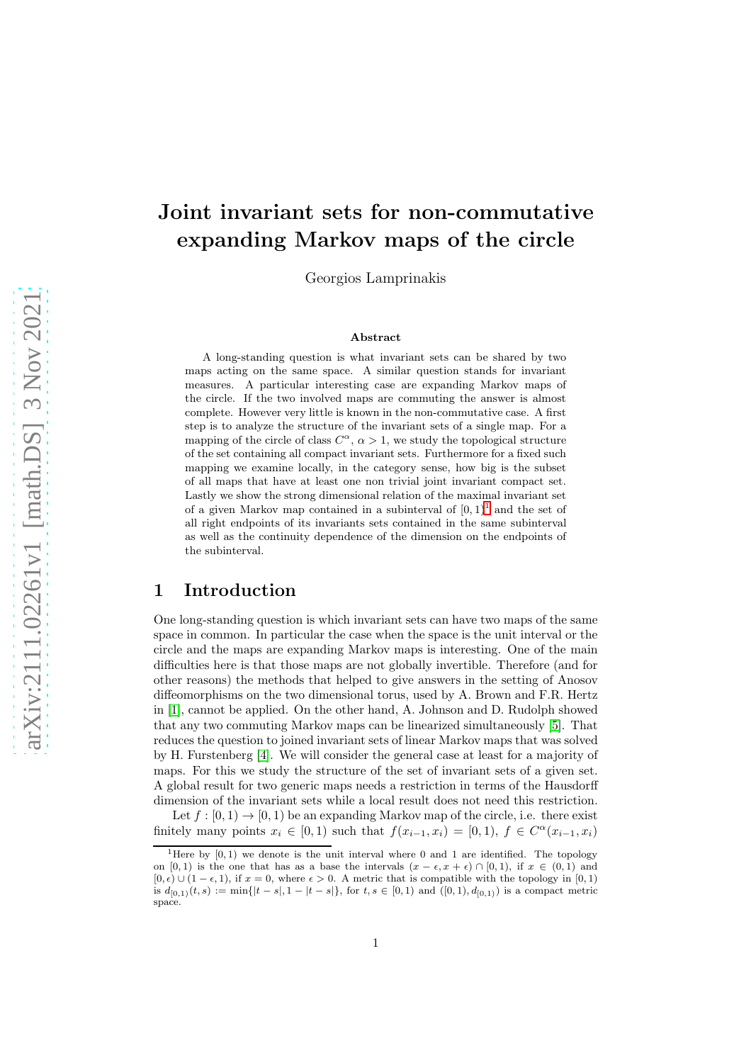# Joint invariant sets for non-commutative expanding Markov maps of the circle

Georgios Lamprinakis

### Abstract

A long-standing question is what invariant sets can be shared by two maps acting on the same space. A similar question stands for invariant measures. A particular interesting case are expanding Markov maps of the circle. If the two involved maps are commuting the answer is almost complete. However very little is known in the non-commutative case. A first step is to analyze the structure of the invariant sets of a single map. For a mapping of the circle of class $C^\alpha$, $\alpha > 1$, we study the topological structure of the set containing all compact invariant sets. Furthermore for a fixed such mapping we examine locally, in the category sense, how big is the subset of all maps that have at least one non trivial joint invariant compact set. Lastly we show the strong dimensional relation of the maximal invariant set of a given Markov map contained in a subinterval of $[0, 1)$[1] and the set of all right endpoints of its invariants sets contained in the same subinterval as well as the continuity dependence of the dimension on the endpoints of the subinterval.

## 1 Introduction

One long-standing question is which invariant sets can have two maps of the same space in common. In particular the case when the space is the unit interval or the circle and the maps are expanding Markov maps is interesting. One of the main difficulties here is that those maps are not globally invertible. Therefore (and for other reasons) the methods that helped to give answers in the setting of Anosov diffeomorphisms on the two dimensional torus, used by A. Brown and F.R. Hertz in [1], cannot be applied. On the other hand, A. Johnson and D. Rudolph showed that any two commuting Markov maps can be linearized simultaneously [5]. That reduces the question to joined invariant sets of linear Markov maps that was solved by H. Furstenberg [4]. We will consider the general case at least for a majority of maps. For this we study the structure of the set of invariant sets of a given set. A global result for two generic maps needs a restriction in terms of the Hausdorff dimension of the invariant sets while a local result does not need this restriction.

Let $f : [0, 1) \to [0, 1)$ be an expanding Markov map of the circle, i.e. there exist finitely many points $x_i \in [0, 1)$ such that $f(x_{i-1}, x_i) = [0, 1)$, $f \in C^\alpha(x_{i-1}, x_i)$

[1] Here by $[0, 1)$ we denote is the unit interval where 0 and 1 are identified. The topology on $[0, 1)$ is the one that has as a base the intervals $(x - \epsilon, x + \epsilon) \cap [0, 1)$, if $x \in (0, 1)$ and $[0, \epsilon) \cup (1 - \epsilon, 1)$, if $x = 0$, where $\epsilon > 0$. A metric that is compatible with the topology in $[0, 1)$ is $d_{[0,1)}(t, s) := \min\{|t - s|, 1 - |t - s|\}$, for $t, s \in [0, 1)$ and $([0, 1), d_{[0,1)})$ is a compact metric space.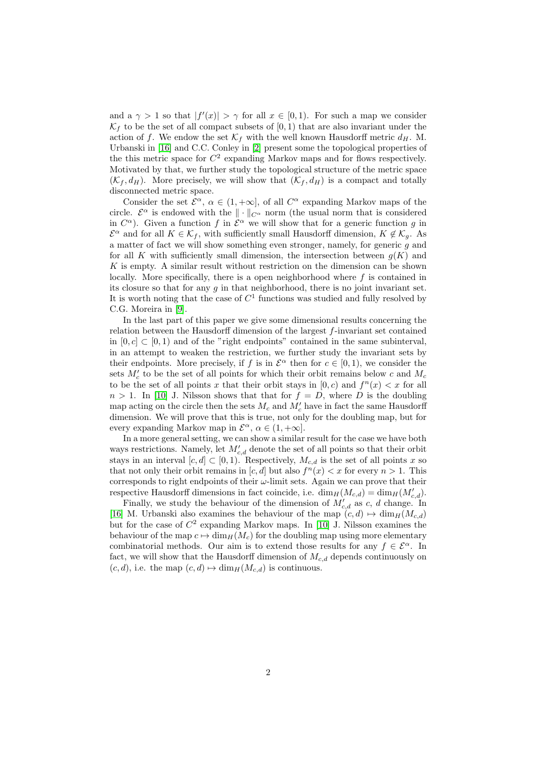and a $\gamma > 1$ so that $|f'(x)| > \gamma$ for all $x \in [0, 1)$. For such a map we consider $\mathcal{K}_f$ to be the set of all compact subsets of $[0, 1)$ that are also invariant under the action of $f$. We endow the set $\mathcal{K}_f$ with the well known Hausdorff metric $d_H$. M. Urbanski in [16] and C.C. Conley in [2] present some the topological properties of the this metric space for $C^2$ expanding Markov maps and for flows respectively. Motivated by that, we further study the topological structure of the metric space $(\mathcal{K}_f, d_H)$. More precisely, we will show that $(\mathcal{K}_f, d_H)$ is a compact and totally disconnected metric space.

Consider the set $\mathcal{E}^\alpha$, $\alpha \in (1, +\infty]$, of all $C^\alpha$ expanding Markov maps of the circle. $\mathcal{E}^\alpha$ is endowed with the $\| \cdot \|_{C^\alpha}$ norm (the usual norm that is considered in $C^\alpha$). Given a function $f$ in $\mathcal{E}^\alpha$ we will show that for a generic function $g$ in $\mathcal{E}^\alpha$ and for all $K \in \mathcal{K}_f$, with sufficiently small Hausdorff dimension, $K \notin \mathcal{K}_g$. As a matter of fact we will show something even stronger, namely, for generic $g$ and for all $K$ with sufficiently small dimension, the intersection between $g(K)$ and $K$ is empty. A similar result without restriction on the dimension can be shown locally. More specifically, there is a open neighborhood where $f$ is contained in its closure so that for any $g$ in that neighborhood, there is no joint invariant set. It is worth noting that the case of $C^1$ functions was studied and fully resolved by C.G. Moreira in [9].

In the last part of this paper we give some dimensional results concerning the relation between the Hausdorff dimension of the largest $f$-invariant set contained in $[0, c] \subset [0, 1)$ and of the "right endpoints" contained in the same subinterval, in an attempt to weaken the restriction, we further study the invariant sets by their endpoints. More precisely, if $f$ is in $\mathcal{E}^\alpha$ then for $c \in [0, 1)$, we consider the sets $M'_c$ to be the set of all points for which their orbit remains below $c$ and $M_c$ to be the set of all points $x$ that their orbit stays in $[0, c)$ and $f^n(x) < x$ for all $n > 1$. In [10] J. Nilsson shows that that for $f = D$, where $D$ is the doubling map acting on the circle then the sets $M_c$ and $M'_c$ have in fact the same Hausdorff dimension. We will prove that this is true, not only for the doubling map, but for every expanding Markov map in $\mathcal{E}^\alpha$, $\alpha \in (1, +\infty]$.

In a more general setting, we can show a similar result for the case we have both ways restrictions. Namely, let $M'_{c,d}$ denote the set of all points so that their orbit stays in an interval $[c, d] \subset [0, 1)$. Respectively, $M_{c,d}$ is the set of all points $x$ so that not only their orbit remains in $[c, d]$ but also $f^n(x) < x$ for every $n > 1$. This corresponds to right endpoints of their $\omega$-limit sets. Again we can prove that their respective Hausdorff dimensions in fact coincide, i.e. $\dim_H(M_{c,d}) = \dim_H(M'_{c,d})$.

Finally, we study the behaviour of the dimension of $M'_{c,d}$ as $c$, $d$ change. In [16] M. Urbanski also examines the behaviour of the map $(c, d) \mapsto \dim_H(M_{c,d})$ but for the case of $C^2$ expanding Markov maps. In [10] J. Nilsson examines the behaviour of the map $c \mapsto \dim_H(M_c)$ for the doubling map using more elementary combinatorial methods. Our aim is to extend those results for any $f \in \mathcal{E}^\alpha$. In fact, we will show that the Hausdorff dimension of $M_{c,d}$ depends continuously on $(c, d)$, i.e. the map $(c, d) \mapsto \dim_H(M_{c,d})$ is continuous.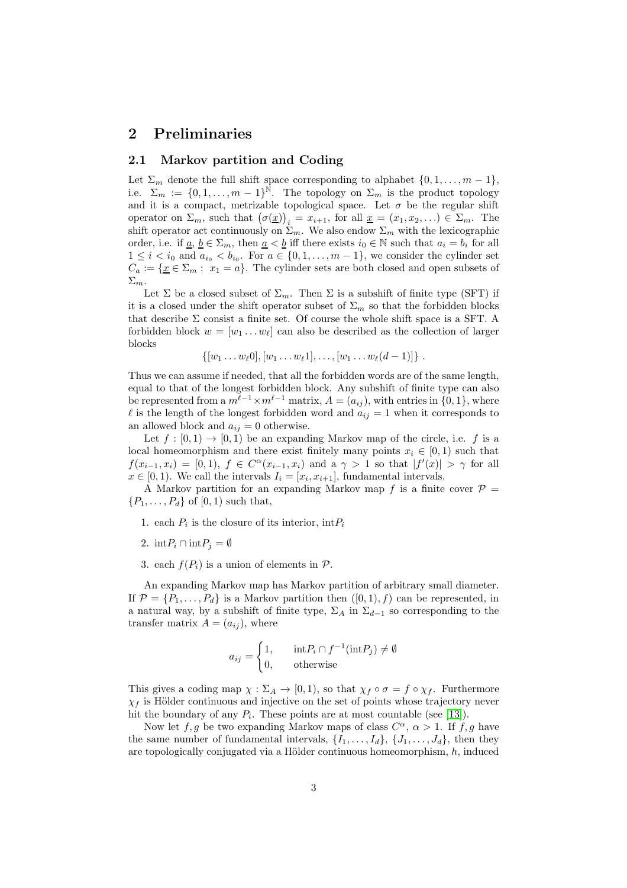# 2 Preliminaries

## 2.1 Markov partition and Coding

Let $\Sigma_m$ denote the full shift space corresponding to alphabet $\{0, 1, \ldots, m-1\}$, i.e. $\Sigma_m := \{0, 1, \ldots, m-1\}^{\mathbb{N}}$. The topology on $\Sigma_m$ is the product topology and it is a compact, metrizable topological space. Let $\sigma$ be the regular shift operator on $\Sigma_m$, such that $\left(\sigma(\underline{x})\right)_i = x_{i+1}$, for all $\underline{x} = (x_1, x_2, \ldots) \in \Sigma_m$. The shift operator act continuously on $\Sigma_m$. We also endow $\Sigma_m$ with the lexicographic order, i.e. if $\underline{a}$, $\underline{b} \in \Sigma_m$, then $\underline{a} < \underline{b}$ iff there exists $i_0 \in \mathbb{N}$ such that $a_i = b_i$ for all $1 \leq i < i_0$ and $a_{i_0} < b_{i_0}$. For $a \in \{0, 1, \ldots, m-1\}$, we consider the cylinder set $C_a := \{\underline{x} \in \Sigma_m : \ x_1 = a\}$. The cylinder sets are both closed and open subsets of $\Sigma_m$.

Let $\Sigma$ be a closed subset of $\Sigma_m$. Then $\Sigma$ is a subshift of finite type (SFT) if it is a closed under the shift operator subset of $\Sigma_m$ so that the forbidden blocks that describe $\Sigma$ consist a finite set. Of course the whole shift space is a SFT. A forbidden block $w = [w_1 \ldots w_\ell]$ can also be described as the collection of larger blocks

$$\{[w_1 \ldots w_\ell 0], [w_1 \ldots w_\ell 1], \ldots, [w_1 \ldots w_\ell (d-1)]\} \ .$$

Thus we can assume if needed, that all the forbidden words are of the same length, equal to that of the longest forbidden block. Any subshift of finite type can also be represented from a $m^{\ell-1} \times m^{\ell-1}$ matrix, $A = (a_{ij})$, with entries in $\{0, 1\}$, where $\ell$ is the length of the longest forbidden word and $a_{ij} = 1$ when it corresponds to an allowed block and $a_{ij} = 0$ otherwise.

Let $f : [0, 1) \to [0, 1)$ be an expanding Markov map of the circle, i.e. $f$ is a local homeomorphism and there exist finitely many points $x_i \in [0, 1)$ such that $f(x_{i-1}, x_i) = [0, 1)$, $f \in C^\alpha(x_{i-1}, x_i)$ and a $\gamma > 1$ so that $|f'(x)| > \gamma$ for all $x \in [0, 1)$. We call the intervals $I_i = [x_i, x_{i+1}]$, fundamental intervals.

A Markov partition for an expanding Markov map $f$ is a finite cover $\mathcal{P} = \{P_1, \ldots, P_d\}$ of $[0, 1)$ such that,

1. each $P_i$ is the closure of its interior, $\mathrm{int}P_i$
2. $\mathrm{int}P_i \cap \mathrm{int}P_j = \emptyset$
3. each $f(P_i)$ is a union of elements in $\mathcal{P}$.

An expanding Markov map has Markov partition of arbitrary small diameter. If $\mathcal{P} = \{P_1, \ldots, P_d\}$ is a Markov partition then $([0, 1), f)$ can be represented, in a natural way, by a subshift of finite type, $\Sigma_A$ in $\Sigma_{d-1}$ so corresponding to the transfer matrix $A = (a_{ij})$, where

$$a_{ij} = \begin{cases} 1, & \mathrm{int}P_i \cap f^{-1}(\mathrm{int}P_j) \neq \emptyset \\ 0, & \text{otherwise} \end{cases}$$

This gives a coding map $\chi : \Sigma_A \to [0, 1)$, so that $\chi_f \circ \sigma = f \circ \chi_f$. Furthermore $\chi_f$ is Hölder continuous and injective on the set of points whose trajectory never hit the boundary of any $P_i$. These points are at most countable (see [13]).

Now let $f, g$ be two expanding Markov maps of class $C^\alpha$, $\alpha > 1$. If $f, g$ have the same number of fundamental intervals, $\{I_1, \ldots, I_d\}$, $\{J_1, \ldots, J_d\}$, then they are topologically conjugated via a Hölder continuous homeomorphism, $h$, induced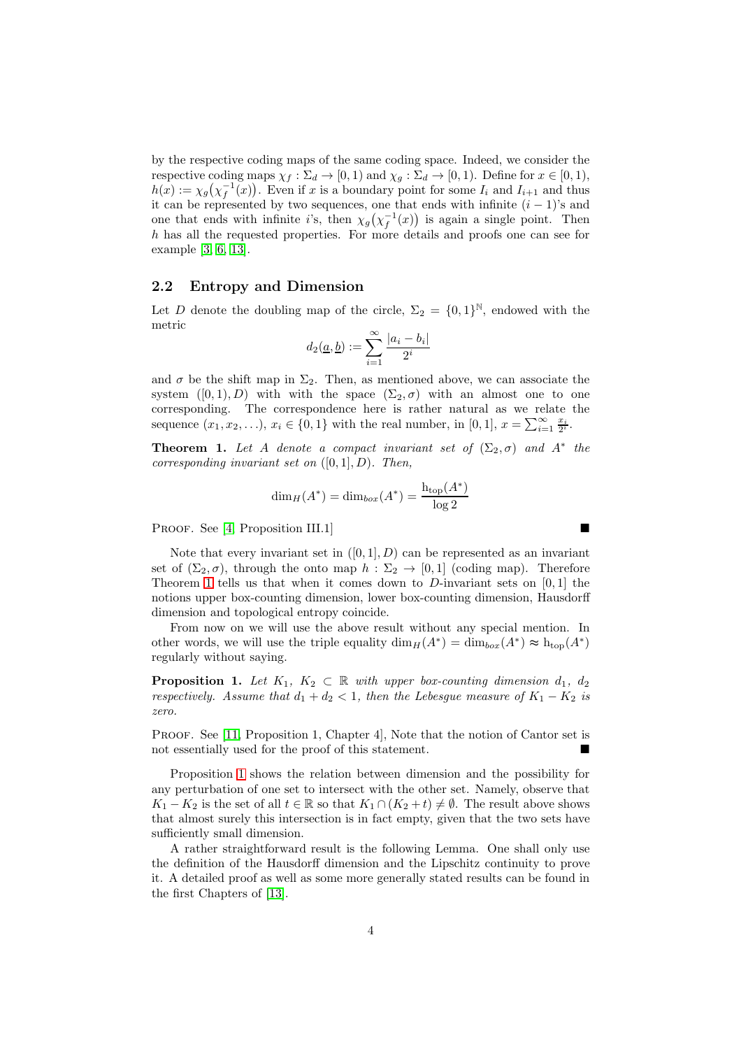by the respective coding maps of the same coding space. Indeed, we consider the respective coding maps $\chi_f : \Sigma_d \to [0,1)$ and $\chi_g : \Sigma_d \to [0,1)$. Define for $x \in [0,1)$, $h(x) := \chi_g\big(\chi_f^{-1}(x)\big)$. Even if $x$ is a boundary point for some $I_i$ and $I_{i+1}$ and thus it can be represented by two sequences, one that ends with infinite $(i-1)$'s and one that ends with infinite $i$'s, then $\chi_g\big(\chi_f^{-1}(x)\big)$ is again a single point. Then $h$ has all the requested properties. For more details and proofs one can see for example [3, 6, 13].

## 2.2 Entropy and Dimension

Let $D$ denote the doubling map of the circle, $\Sigma_2 = \{0,1\}^{\mathbb{N}}$, endowed with the metric

$$d_2(\underline{a},\underline{b}) := \sum_{i=1}^{\infty} \frac{|a_i - b_i|}{2^i}$$

and $\sigma$ be the shift map in $\Sigma_2$. Then, as mentioned above, we can associate the system $([0,1),D)$ with with the space $(\Sigma_2,\sigma)$ with an almost one to one corresponding. The correspondence here is rather natural as we relate the sequence $(x_1,x_2,\ldots)$, $x_i \in \{0,1\}$ with the real number, in $[0,1]$, $x = \sum_{i=1}^{\infty} \frac{x_i}{2^i}$.

**Theorem 1.** *Let $A$ denote a compact invariant set of $(\Sigma_2,\sigma)$ and $A^*$ the corresponding invariant set on $([0,1],D)$. Then,*

$$\dim_H(A^*) = \dim_{box}(A^*) = \frac{\mathrm{h_{top}}(A^*)}{\log 2}$$

Proof. See [4, Proposition III.1] ■

Note that every invariant set in $([0,1],D)$ can be represented as an invariant set of $(\Sigma_2,\sigma)$, through the onto map $h : \Sigma_2 \to [0,1]$ (coding map). Therefore Theorem 1 tells us that when it comes down to $D$-invariant sets on $[0,1]$ the notions upper box-counting dimension, lower box-counting dimension, Hausdorff dimension and topological entropy coincide.

From now on we will use the above result without any special mention. In other words, we will use the triple equality $\dim_H(A^*) = \dim_{box}(A^*) \approx \mathrm{h_{top}}(A^*)$ regularly without saying.

**Proposition 1.** *Let $K_1$, $K_2 \subset \mathbb{R}$ with upper box-counting dimension $d_1$, $d_2$ respectively. Assume that $d_1 + d_2 < 1$, then the Lebesgue measure of $K_1 - K_2$ is zero.*

Proof. See [11, Proposition 1, Chapter 4], Note that the notion of Cantor set is not essentially used for the proof of this statement. ■

Proposition 1 shows the relation between dimension and the possibility for any perturbation of one set to intersect with the other set. Namely, observe that $K_1 - K_2$ is the set of all $t \in \mathbb{R}$ so that $K_1 \cap (K_2 + t) \neq \emptyset$. The result above shows that almost surely this intersection is in fact empty, given that the two sets have sufficiently small dimension.

A rather straightforward result is the following Lemma. One shall only use the definition of the Hausdorff dimension and the Lipschitz continuity to prove it. A detailed proof as well as some more generally stated results can be found in the first Chapters of [13].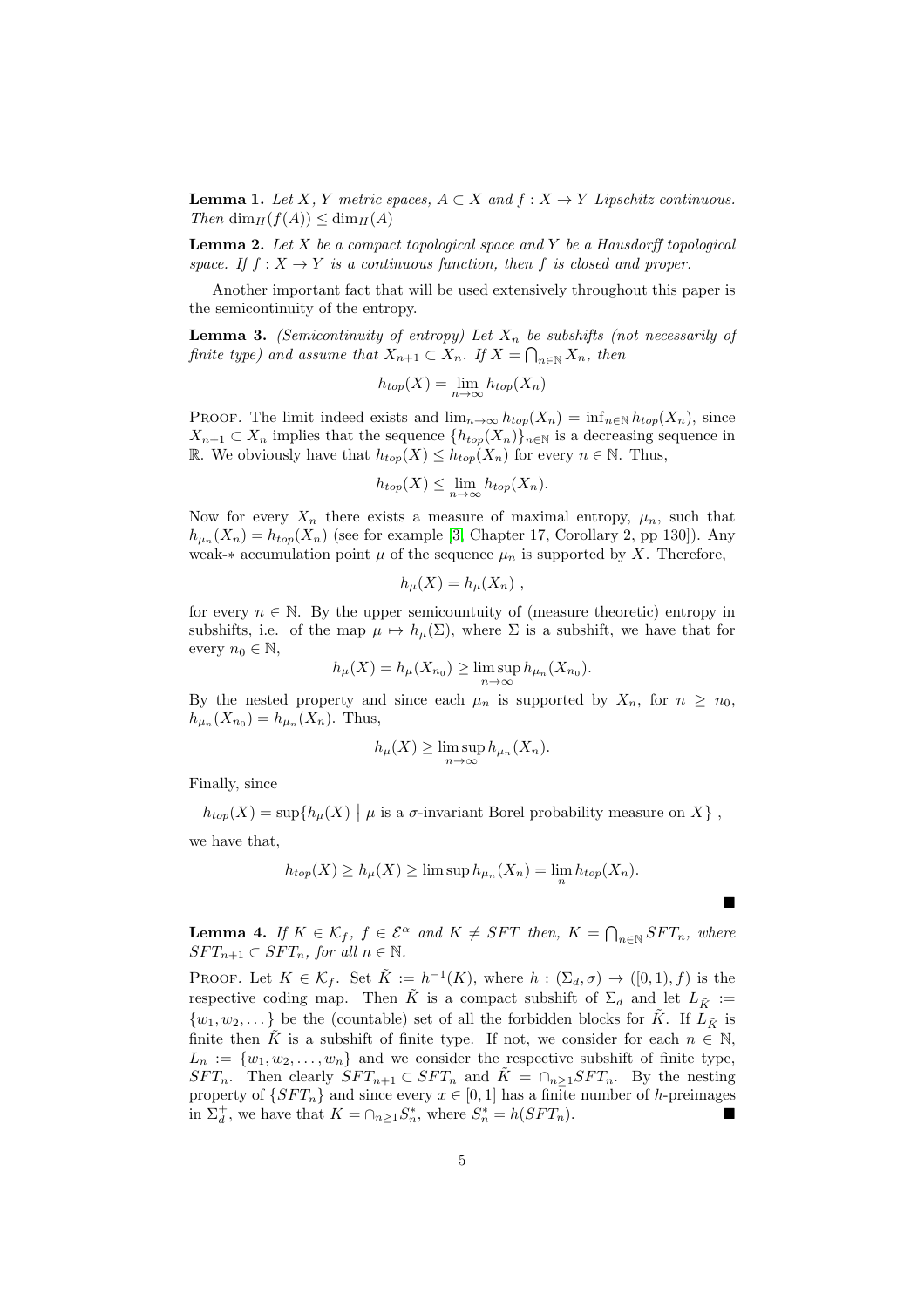**Lemma 1.** *Let $X$, $Y$ metric spaces, $A \subset X$ and $f : X \to Y$ Lipschitz continuous. Then $\dim_H(f(A)) \leq \dim_H(A)$*

**Lemma 2.** *Let $X$ be a compact topological space and $Y$ be a Hausdorff topological space. If $f : X \to Y$ is a continuous function, then $f$ is closed and proper.*

Another important fact that will be used extensively throughout this paper is the semicontinuity of the entropy.

**Lemma 3.** *(Semicontinuity of entropy) Let $X_n$ be subshifts (not necessarily of finite type) and assume that $X_{n+1} \subset X_n$. If $X = \bigcap_{n\in\mathbb{N}} X_n$, then*

$$h_{top}(X) = \lim_{n\to\infty} h_{top}(X_n)$$

Proof. The limit indeed exists and $\lim_{n\to\infty} h_{top}(X_n) = \inf_{n\in\mathbb{N}} h_{top}(X_n)$, since $X_{n+1} \subset X_n$ implies that the sequence $\{h_{top}(X_n)\}_{n\in\mathbb{N}}$ is a decreasing sequence in $\mathbb{R}$. We obviously have that $h_{top}(X) \leq h_{top}(X_n)$ for every $n \in \mathbb{N}$. Thus,

$$h_{top}(X) \leq \lim_{n\to\infty} h_{top}(X_n).$$

Now for every $X_n$ there exists a measure of maximal entropy, $\mu_n$, such that $h_{\mu_n}(X_n) = h_{top}(X_n)$ (see for example [3, Chapter 17, Corollary 2, pp 130]). Any weak-$*$ accumulation point $\mu$ of the sequence $\mu_n$ is supported by $X$. Therefore,

$$h_\mu(X) = h_\mu(X_n) \ ,$$

for every $n \in \mathbb{N}$. By the upper semicountuity of (measure theoretic) entropy in subshifts, i.e. of the map $\mu \mapsto h_\mu(\Sigma)$, where $\Sigma$ is a subshift, we have that for every $n_0 \in \mathbb{N}$,

$$h_\mu(X) = h_\mu(X_{n_0}) \geq \limsup_{n\to\infty} h_{\mu_n}(X_{n_0}).$$

By the nested property and since each $\mu_n$ is supported by $X_n$, for $n \geq n_0$, $h_{\mu_n}(X_{n_0}) = h_{\mu_n}(X_n)$. Thus,

$$h_\mu(X) \geq \limsup_{n\to\infty} h_{\mu_n}(X_n).$$

Finally, since

$$h_{top}(X) = \sup\{h_\mu(X) \mid \mu \text{ is a } \sigma\text{-invariant Borel probability measure on } X\} \ ,$$

we have that,

$$h_{top}(X) \geq h_\mu(X) \geq \limsup h_{\mu_n}(X_n) = \lim_n h_{top}(X_n).$$

∎

**Lemma 4.** *If $K \in \mathcal{K}_f$, $f \in \mathcal{E}^\alpha$ and $K \neq SFT$ then, $K = \bigcap_{n\in\mathbb{N}} SFT_n$, where $SFT_{n+1} \subset SFT_n$, for all $n \in \mathbb{N}$.*

Proof. Let $K \in \mathcal{K}_f$. Set $\tilde{K} := h^{-1}(K)$, where $h : (\Sigma_d, \sigma) \to ([0,1), f)$ is the respective coding map. Then $\tilde{K}$ is a compact subshift of $\Sigma_d$ and let $L_{\tilde{K}} := \{w_1, w_2, \dots\}$ be the (countable) set of all the forbidden blocks for $\tilde{K}$. If $L_{\tilde{K}}$ is finite then $\tilde{K}$ is a subshift of finite type. If not, we consider for each $n \in \mathbb{N}$, $L_n := \{w_1, w_2, \dots, w_n\}$ and we consider the respective subshift of finite type, $SFT_n$. Then clearly $SFT_{n+1} \subset SFT_n$ and $\tilde{K} = \cap_{n\geq 1} SFT_n$. By the nesting property of $\{SFT_n\}$ and since every $x \in [0,1]$ has a finite number of $h$-preimages in $\Sigma_d^+$, we have that $K = \cap_{n\geq 1} S_n^*$, where $S_n^* = h(SFT_n)$. ∎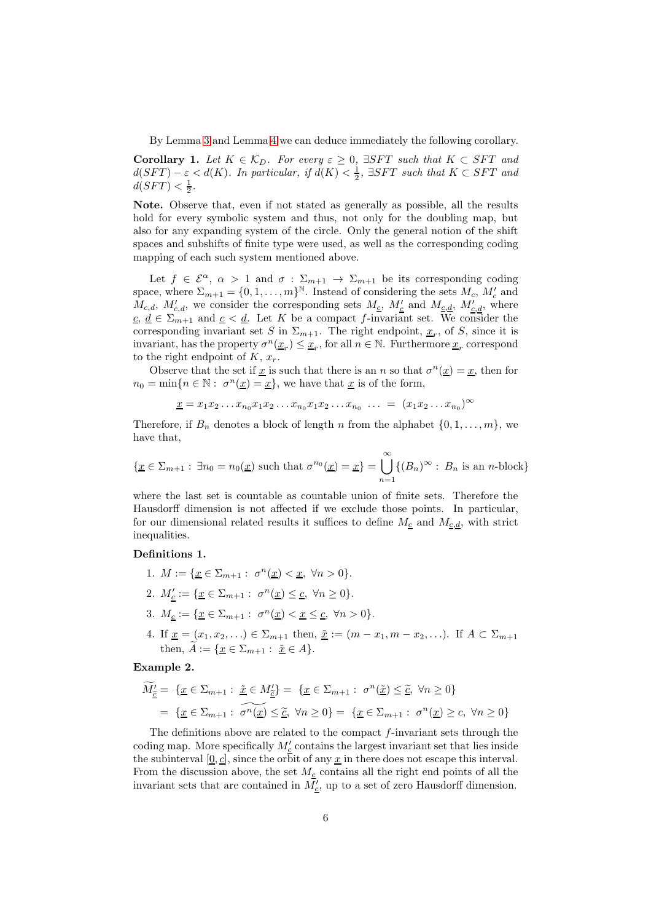By Lemma 3 and Lemma 4 we can deduce immediately the following corollary.

**Corollary 1.** *Let $K \in \mathcal{K}_D$. For every $\varepsilon \geq 0$, $\exists SFT$ such that $K \subset SFT$ and $d(SFT) - \varepsilon < d(K)$. In particular, if $d(K) < \frac{1}{2}$, $\exists SFT$ such that $K \subset SFT$ and $d(SFT) < \frac{1}{2}$.*

**Note.** Observe that, even if not stated as generally as possible, all the results hold for every symbolic system and thus, not only for the doubling map, but also for any expanding system of the circle. Only the general notion of the shift spaces and subshifts of finite type were used, as well as the corresponding coding mapping of each such system mentioned above.

Let $f \in \mathcal{E}^\alpha$, $\alpha > 1$ and $\sigma : \Sigma_{m+1} \to \Sigma_{m+1}$ be its corresponding coding space, where $\Sigma_{m+1} = \{0, 1, \ldots, m\}^{\mathbb{N}}$. Instead of considering the sets $M_c$, $M'_c$ and $M_{c,d}$, $M'_{c,d}$, we consider the corresponding sets $M_{\underline{c}}$, $M'_{\underline{c}}$ and $M_{\underline{c},\underline{d}}$, $M'_{\underline{c},\underline{d}}$, where $\underline{c}$, $\underline{d} \in \Sigma_{m+1}$ and $\underline{c} < \underline{d}$. Let $K$ be a compact $f$-invariant set. We consider the corresponding invariant set $S$ in $\Sigma_{m+1}$. The right endpoint, $\underline{x}_r$, of $S$, since it is invariant, has the property $\sigma^n(\underline{x}_r) \leq \underline{x}_r$, for all $n \in \mathbb{N}$. Furthermore $\underline{x}_r$ correspond to the right endpoint of $K$, $x_r$.

Observe that the set if $\underline{x}$ is such that there is an $n$ so that $\sigma^n(\underline{x}) = \underline{x}$, then for $n_0 = \min\{n \in \mathbb{N} : \ \sigma^n(\underline{x}) = \underline{x}\}$, we have that $\underline{x}$ is of the form,

$$\underline{x} = x_1 x_2 \ldots x_{n_0} x_1 x_2 \ldots x_{n_0} x_1 x_2 \ldots x_{n_0} \ \ldots \ = \ (x_1 x_2 \ldots x_{n_0})^\infty$$

Therefore, if $B_n$ denotes a block of length $n$ from the alphabet $\{0, 1, \ldots, m\}$, we have that,

$$\{\underline{x} \in \Sigma_{m+1} : \ \exists n_0 = n_0(\underline{x}) \text{ such that } \sigma^{n_0}(\underline{x}) = \underline{x}\} = \bigcup_{n=1}^{\infty} \{(B_n)^\infty : \ B_n \text{ is an } n\text{-block}\}$$

where the last set is countable as countable union of finite sets. Therefore the Hausdorff dimension is not affected if we exclude those points. In particular, for our dimensional related results it suffices to define $M_{\underline{c}}$ and $M_{\underline{c},\underline{d}}$, with strict inequalities.

**Definitions 1.**

1. $M := \{\underline{x} \in \Sigma_{m+1} : \ \sigma^n(\underline{x}) < \underline{x}, \ \forall n > 0\}$.
2. $M'_{\underline{c}} := \{\underline{x} \in \Sigma_{m+1} : \ \sigma^n(\underline{x}) \leq \underline{c}, \ \forall n \geq 0\}$.
3. $M_{\underline{c}} := \{\underline{x} \in \Sigma_{m+1} : \ \sigma^n(\underline{x}) < \underline{x} \leq \underline{c}, \ \forall n > 0\}$.
4. If $\underline{x} = (x_1, x_2, \ldots) \in \Sigma_{m+1}$ then, $\tilde{\underline{x}} := (m - x_1, m - x_2, \ldots)$. If $A \subset \Sigma_{m+1}$ then, $\widetilde{A} := \{\underline{x} \in \Sigma_{m+1} : \ \tilde{\underline{x}} \in A\}$.

**Example 2.**

$$\begin{aligned}
\widetilde{M'_{\tilde{\underline{c}}}} = & \ \{\underline{x} \in \Sigma_{m+1} : \ \tilde{\underline{x}} \in M'_{\tilde{\underline{c}}}\} = \ \{\underline{x} \in \Sigma_{m+1} : \ \sigma^n(\tilde{\underline{x}}) \leq \tilde{\underline{c}}, \ \forall n \geq 0\} \\
= & \ \{\underline{x} \in \Sigma_{m+1} : \ \widetilde{\sigma^n(\underline{x})} \leq \tilde{\underline{c}}, \ \forall n \geq 0\} = \ \{\underline{x} \in \Sigma_{m+1} : \ \sigma^n(\underline{x}) \geq c, \ \forall n \geq 0\}
\end{aligned}$$

The definitions above are related to the compact $f$-invariant sets through the coding map. More specifically $M'_{\underline{c}}$ contains the largest invariant set that lies inside the subinterval $[\underline{0}, \underline{c}]$, since the orbit of any $\underline{x}$ in there does not escape this interval. From the discussion above, the set $M_{\underline{c}}$ contains all the right end points of all the invariant sets that are contained in $M'_{\underline{c}}$, up to a set of zero Hausdorff dimension.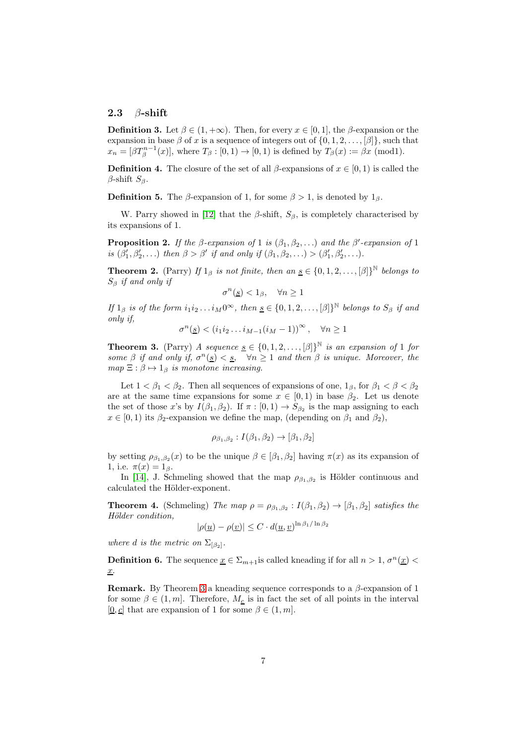### 2.3 $\beta$-shift

**Definition 3.** Let $\beta \in (1, +\infty)$. Then, for every $x \in [0, 1]$, the $\beta$-expansion or the expansion in base $\beta$ of $x$ is a sequence of integers out of $\{0, 1, 2, \dots, [\beta]\}$, such that $x_n = [\beta T_\beta^{n-1}(x)]$, where $T_\beta : [0, 1) \to [0, 1)$ is defined by $T_\beta(x) := \beta x \pmod 1$.

**Definition 4.** The closure of the set of all $\beta$-expansions of $x \in [0, 1)$ is called the $\beta$-shift $S_\beta$.

**Definition 5.** The $\beta$-expansion of 1, for some $\beta > 1$, is denoted by $1_\beta$.

W. Parry showed in [12] that the $\beta$-shift, $S_\beta$, is completely characterised by its expansions of 1.

**Proposition 2.** *If the $\beta$-expansion of 1 is $(\beta_1, \beta_2, \dots)$ and the $\beta'$-expansion of 1 is $(\beta'_1, \beta'_2, \dots)$ then $\beta > \beta'$ if and only if $(\beta_1, \beta_2, \dots) > (\beta'_1, \beta'_2, \dots)$.*

**Theorem 2.** (Parry) *If $1_\beta$ is not finite, then an $\underline{s} \in \{0, 1, 2, \dots, [\beta]\}^{\mathbb{N}}$ belongs to $S_\beta$ if and only if*

$$\sigma^n(\underline{s}) < 1_\beta, \quad \forall n \geq 1$$

*If $1_\beta$ is of the form $i_1 i_2 \dots i_M 0^\infty$, then $\underline{s} \in \{0, 1, 2, \dots, [\beta]\}^{\mathbb{N}}$ belongs to $S_\beta$ if and only if,*

$$\sigma^n(\underline{s}) < (i_1 i_2 \dots i_{M-1}(i_M - 1))^\infty, \quad \forall n \geq 1$$

**Theorem 3.** (Parry) *A sequence $\underline{s} \in \{0, 1, 2, \dots, [\beta]\}^{\mathbb{N}}$ is an expansion of 1 for some $\beta$ if and only if, $\sigma^n(\underline{s}) < \underline{s}, \quad \forall n \geq 1$ and then $\beta$ is unique. Moreover, the map $\Xi : \beta \mapsto 1_\beta$ is monotone increasing.*

Let $1 < \beta_1 < \beta_2$. Then all sequences of expansions of one, $1_\beta$, for $\beta_1 < \beta < \beta_2$ are at the same time expansions for some $x \in [0, 1)$ in base $\beta_2$. Let us denote the set of those $x$'s by $I(\beta_1, \beta_2)$. If $\pi : [0, 1) \to S_{\beta_2}$ is the map assigning to each $x \in [0, 1)$ its $\beta_2$-expansion we define the map, (depending on $\beta_1$ and $\beta_2$),

$$\rho_{\beta_1, \beta_2} : I(\beta_1, \beta_2) \to [\beta_1, \beta_2]$$

by setting $\rho_{\beta_1, \beta_2}(x)$ to be the unique $\beta \in [\beta_1, \beta_2]$ having $\pi(x)$ as its expansion of 1, i.e. $\pi(x) = 1_\beta$.

In [14], J. Schmeling showed that the map $\rho_{\beta_1, \beta_2}$ is Hölder continuous and calculated the Hölder-exponent.

**Theorem 4.** (Schmeling) *The map $\rho = \rho_{\beta_1, \beta_2} : I(\beta_1, \beta_2) \to [\beta_1, \beta_2]$ satisfies the Hölder condition,*

$$|\rho(\underline{u}) - \rho(\underline{v})| \leq C \cdot d(\underline{u}, \underline{v})^{\ln \beta_1 / \ln \beta_2}$$

*where $d$ is the metric on $\Sigma_{[\beta_2]}$.*

**Definition 6.** The sequence $\underline{x} \in \Sigma_{m+1}$ is called kneading if for all $n > 1$, $\sigma^n(\underline{x}) < \underline{x}$.

**Remark.** By Theorem 3 a kneading sequence corresponds to a $\beta$-expansion of 1 for some $\beta \in (1, m]$. Therefore, $M_{\underline{c}}$ is in fact the set of all points in the interval $[\underline{0}, \underline{c}]$ that are expansion of 1 for some $\beta \in (1, m]$.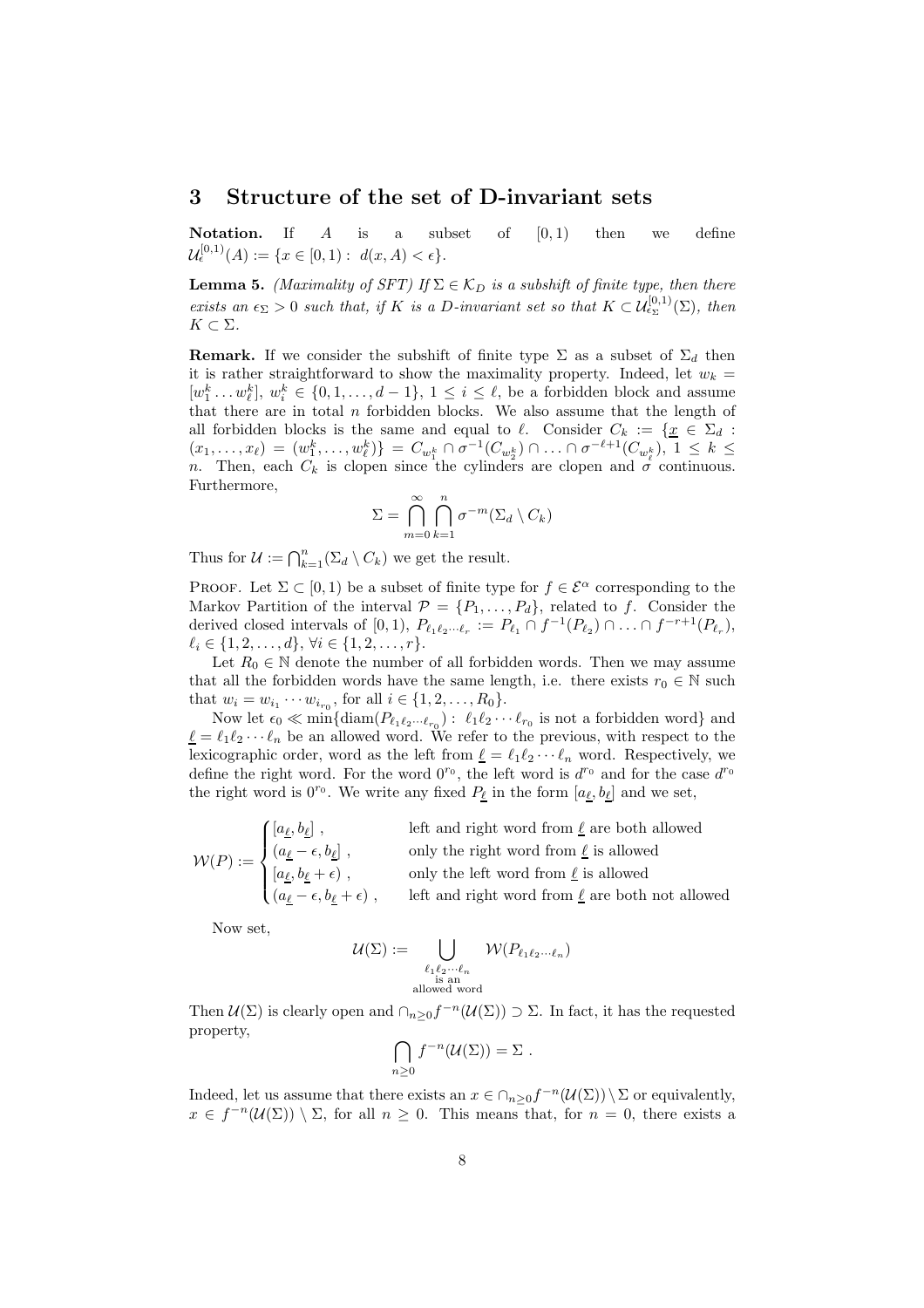## 3 Structure of the set of D-invariant sets

**Notation.** If $A$ is a subset of $[0,1)$ then we define $\mathcal{U}_\epsilon^{[0,1)}(A) := \{x \in [0,1) : \ d(x, A) < \epsilon\}$.

**Lemma 5.** *(Maximality of SFT) If $\Sigma \in \mathcal{K}_D$ is a subshift of finite type, then there exists an $\epsilon_\Sigma > 0$ such that, if $K$ is a D-invariant set so that $K \subset \mathcal{U}_{\epsilon_\Sigma}^{[0,1)}(\Sigma)$, then $K \subset \Sigma$.*

**Remark.** If we consider the subshift of finite type $\Sigma$ as a subset of $\Sigma_d$ then it is rather straightforward to show the maximality property. Indeed, let $w_k = [w_1^k \ldots w_\ell^k]$, $w_i^k \in \{0, 1, \ldots, d-1\}$, $1 \leq i \leq \ell$, be a forbidden block and assume that there are in total $n$ forbidden blocks. We also assume that the length of all forbidden blocks is the same and equal to $\ell$. Consider $C_k := \{\underline{x} \in \Sigma_d : (x_1, \ldots, x_\ell) = (w_1^k, \ldots, w_\ell^k)\} = C_{w_1^k} \cap \sigma^{-1}(C_{w_2^k}) \cap \ldots \cap \sigma^{-\ell+1}(C_{w_\ell^k})$, $1 \leq k \leq n$. Then, each $C_k$ is clopen since the cylinders are clopen and $\sigma$ continuous. Furthermore,

$$\Sigma = \bigcap_{m=0}^{\infty} \bigcap_{k=1}^{n} \sigma^{-m}(\Sigma_d \setminus C_k)$$

Thus for $\mathcal{U} := \bigcap_{k=1}^{n}(\Sigma_d \setminus C_k)$ we get the result.

Proof. Let $\Sigma \subset [0,1)$ be a subset of finite type for $f \in \mathcal{E}^\alpha$ corresponding to the Markov Partition of the interval $\mathcal{P} = \{P_1, \ldots, P_d\}$, related to $f$. Consider the derived closed intervals of $[0,1)$, $P_{\ell_1 \ell_2 \cdots \ell_r} := P_{\ell_1} \cap f^{-1}(P_{\ell_2}) \cap \ldots \cap f^{-r+1}(P_{\ell_r})$, $\ell_i \in \{1, 2, \ldots, d\}$, $\forall i \in \{1, 2, \ldots, r\}$.

Let $R_0 \in \mathbb{N}$ denote the number of all forbidden words. Then we may assume that all the forbidden words have the same length, i.e. there exists $r_0 \in \mathbb{N}$ such that $w_i = w_{i_1} \cdots w_{i_{r_0}}$, for all $i \in \{1, 2, \ldots, R_0\}$.

Now let $\epsilon_0 \ll \min\{\operatorname{diam}(P_{\ell_1 \ell_2 \cdots \ell_{r_0}}) : \ \ell_1 \ell_2 \cdots \ell_{r_0}$ is not a forbidden word$\}$ and $\underline{\ell} = \ell_1 \ell_2 \cdots \ell_n$ be an allowed word. We refer to the previous, with respect to the lexicographic order, word as the left from $\underline{\ell} = \ell_1 \ell_2 \cdots \ell_n$ word. Respectively, we define the right word. For the word $0^{r_0}$, the left word is $d^{r_0}$ and for the case $d^{r_0}$ the right word is $0^{r_0}$. We write any fixed $P_{\underline{\ell}}$ in the form $[a_{\underline{\ell}}, b_{\underline{\ell}}]$ and we set,

$$\mathcal{W}(P) := \begin{cases} [a_{\underline{\ell}}, b_{\underline{\ell}}] \ , & \text{left and right word from } \underline{\ell} \text{ are both allowed} \\ (a_{\underline{\ell}} - \epsilon, b_{\underline{\ell}}] \ , & \text{only the right word from } \underline{\ell} \text{ is allowed} \\ [a_{\underline{\ell}}, b_{\underline{\ell}} + \epsilon) \ , & \text{only the left word from } \underline{\ell} \text{ is allowed} \\ (a_{\underline{\ell}} - \epsilon, b_{\underline{\ell}} + \epsilon) \ , & \text{left and right word from } \underline{\ell} \text{ are both not allowed} \end{cases}$$

Now set,

$$\mathcal{U}(\Sigma) := \bigcup_{\substack{\ell_1 \ell_2 \cdots \ell_n \\ \text{is an} \\ \text{allowed word}}} \mathcal{W}(P_{\ell_1 \ell_2 \cdots \ell_n})$$

Then $\mathcal{U}(\Sigma)$ is clearly open and $\cap_{n \geq 0} f^{-n}(\mathcal{U}(\Sigma)) \supset \Sigma$. In fact, it has the requested property,

$$\bigcap_{n \geq 0} f^{-n}(\mathcal{U}(\Sigma)) = \Sigma \ .$$

Indeed, let us assume that there exists an $x \in \cap_{n \geq 0} f^{-n}(\mathcal{U}(\Sigma)) \setminus \Sigma$ or equivalently, $x \in f^{-n}(\mathcal{U}(\Sigma)) \setminus \Sigma$, for all $n \geq 0$. This means that, for $n = 0$, there exists a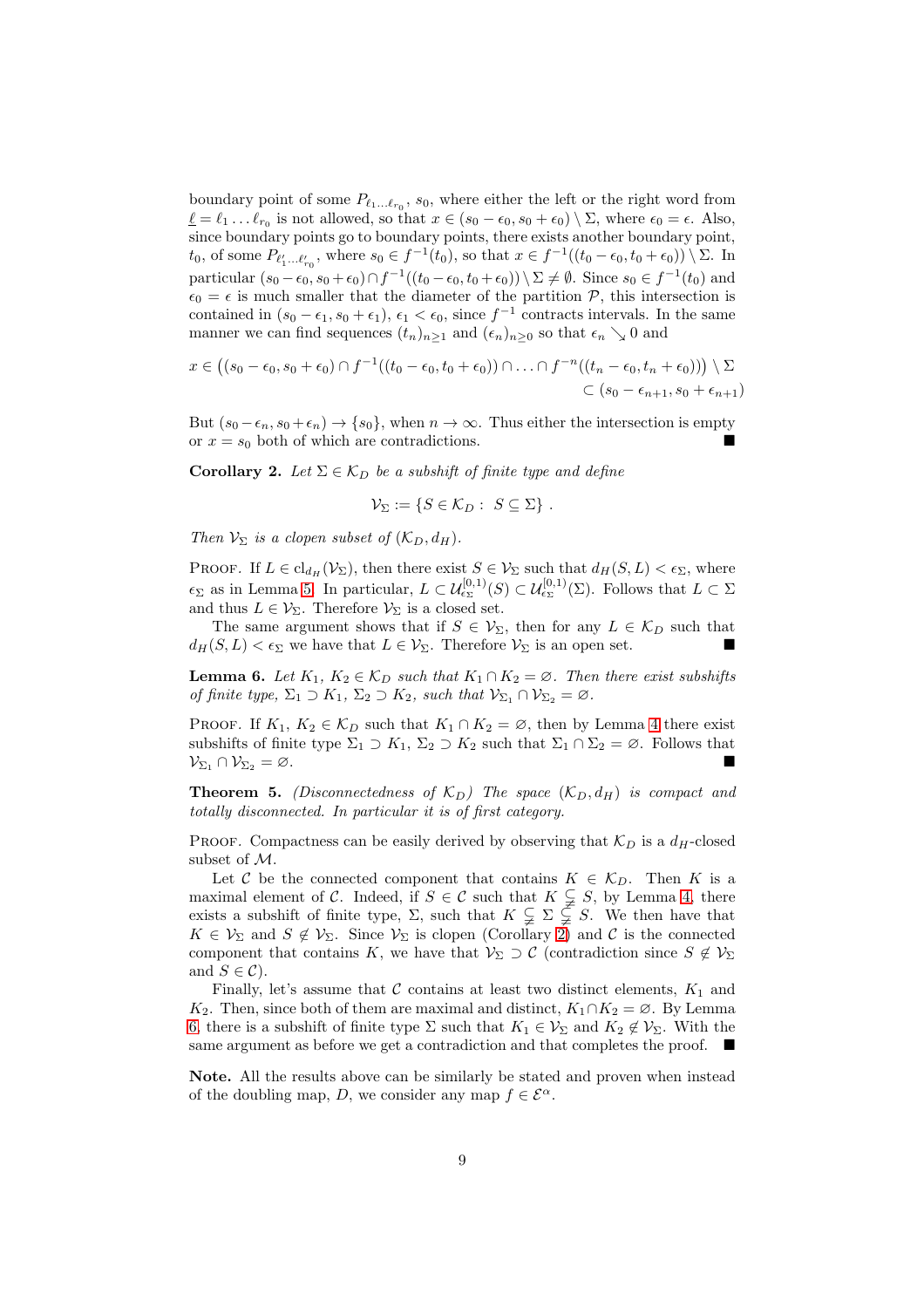boundary point of some $P_{\ell_1\ldots\ell_{r_0}}$, $s_0$, where either the left or the right word from $\underline{\ell} = \ell_1 \ldots \ell_{r_0}$ is not allowed, so that $x \in (s_0 - \epsilon_0, s_0 + \epsilon_0) \setminus \Sigma$, where $\epsilon_0 = \epsilon$. Also, since boundary points go to boundary points, there exists another boundary point, $t_0$, of some $P_{\ell'_1\ldots\ell'_{r_0}}$, where $s_0 \in f^{-1}(t_0)$, so that $x \in f^{-1}((t_0 - \epsilon_0, t_0 + \epsilon_0)) \setminus \Sigma$. In particular $(s_0 - \epsilon_0, s_0 + \epsilon_0) \cap f^{-1}((t_0 - \epsilon_0, t_0 + \epsilon_0)) \setminus \Sigma \neq \emptyset$. Since $s_0 \in f^{-1}(t_0)$ and $\epsilon_0 = \epsilon$ is much smaller that the diameter of the partition $\mathcal{P}$, this intersection is contained in $(s_0 - \epsilon_1, s_0 + \epsilon_1)$, $\epsilon_1 < \epsilon_0$, since $f^{-1}$ contracts intervals. In the same manner we can find sequences $(t_n)_{n\geq 1}$ and $(\epsilon_n)_{n\geq 0}$ so that $\epsilon_n \searrow 0$ and

$$x \in \big((s_0 - \epsilon_0, s_0 + \epsilon_0) \cap f^{-1}((t_0 - \epsilon_0, t_0 + \epsilon_0)) \cap \ldots \cap f^{-n}((t_n - \epsilon_0, t_n + \epsilon_0))\big) \setminus \Sigma \\ \subset (s_0 - \epsilon_{n+1}, s_0 + \epsilon_{n+1})$$

But $(s_0 - \epsilon_n, s_0 + \epsilon_n) \to \{s_0\}$, when $n \to \infty$. Thus either the intersection is empty or $x = s_0$ both of which are contradictions. ■

**Corollary 2.** *Let $\Sigma \in \mathcal{K}_D$ be a subshift of finite type and define*

$$\mathcal{V}_\Sigma := \{S \in \mathcal{K}_D : \ S \subseteq \Sigma\} \ .$$

*Then $\mathcal{V}_\Sigma$ is a clopen subset of $(\mathcal{K}_D, d_H)$.*

Proof. If $L \in \mathrm{cl}_{d_H}(\mathcal{V}_\Sigma)$, then there exist $S \in \mathcal{V}_\Sigma$ such that $d_H(S, L) < \epsilon_\Sigma$, where $\epsilon_\Sigma$ as in Lemma 5. In particular, $L \subset \mathcal{U}^{[0,1)}_{\epsilon_\Sigma}(S) \subset \mathcal{U}^{[0,1)}_{\epsilon_\Sigma}(\Sigma)$. Follows that $L \subset \Sigma$ and thus $L \in \mathcal{V}_\Sigma$. Therefore $\mathcal{V}_\Sigma$ is a closed set.

The same argument shows that if $S \in \mathcal{V}_\Sigma$, then for any $L \in \mathcal{K}_D$ such that $d_H(S, L) < \epsilon_\Sigma$ we have that $L \in \mathcal{V}_\Sigma$. Therefore $\mathcal{V}_\Sigma$ is an open set. ■

**Lemma 6.** *Let $K_1$, $K_2 \in \mathcal{K}_D$ such that $K_1 \cap K_2 = \varnothing$. Then there exist subshifts of finite type, $\Sigma_1 \supset K_1$, $\Sigma_2 \supset K_2$, such that $\mathcal{V}_{\Sigma_1} \cap \mathcal{V}_{\Sigma_2} = \varnothing$.*

Proof. If $K_1$, $K_2 \in \mathcal{K}_D$ such that $K_1 \cap K_2 = \varnothing$, then by Lemma 4 there exist subshifts of finite type $\Sigma_1 \supset K_1$, $\Sigma_2 \supset K_2$ such that $\Sigma_1 \cap \Sigma_2 = \varnothing$. Follows that $\mathcal{V}_{\Sigma_1} \cap \mathcal{V}_{\Sigma_2} = \varnothing$. ■

**Theorem 5.** *(Disconnectedness of $\mathcal{K}_D$) The space $(\mathcal{K}_D, d_H)$ is compact and totally disconnected. In particular it is of first category.*

Proof. Compactness can be easily derived by observing that $\mathcal{K}_D$ is a $d_H$-closed subset of $\mathcal{M}$.

Let $\mathcal{C}$ be the connected component that contains $K \in \mathcal{K}_D$. Then $K$ is a maximal element of $\mathcal{C}$. Indeed, if $S \in \mathcal{C}$ such that $K \subsetneq S$, by Lemma 4, there exists a subshift of finite type, $\Sigma$, such that $K \subsetneq \Sigma \subsetneq S$. We then have that $K \in \mathcal{V}_\Sigma$ and $S \notin \mathcal{V}_\Sigma$. Since $\mathcal{V}_\Sigma$ is clopen (Corollary 2) and $\mathcal{C}$ is the connected component that contains $K$, we have that $\mathcal{V}_\Sigma \supset \mathcal{C}$ (contradiction since $S \notin \mathcal{V}_\Sigma$ and $S \in \mathcal{C}$).

Finally, let's assume that $\mathcal{C}$ contains at least two distinct elements, $K_1$ and $K_2$. Then, since both of them are maximal and distinct, $K_1 \cap K_2 = \varnothing$. By Lemma 6, there is a subshift of finite type $\Sigma$ such that $K_1 \in \mathcal{V}_\Sigma$ and $K_2 \notin \mathcal{V}_\Sigma$. With the same argument as before we get a contradiction and that completes the proof. ■

**Note.** All the results above can be similarly be stated and proven when instead of the doubling map, $D$, we consider any map $f \in \mathcal{E}^\alpha$.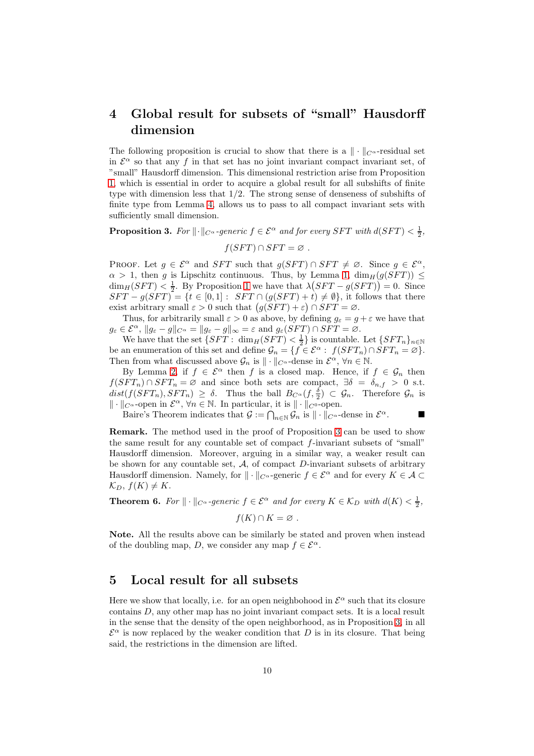# 4 Global result for subsets of "small" Hausdorff dimension

The following proposition is crucial to show that there is a $\|\cdot\|_{C^\alpha}$-residual set in $\mathcal{E}^\alpha$ so that any $f$ in that set has no joint invariant compact invariant set, of "small" Hausdorff dimension. This dimensional restriction arise from Proposition 1, which is essential in order to acquire a global result for all subshifts of finite type with dimension less that 1/2. The strong sense of denseness of subshifts of finite type from Lemma 4, allows us to pass to all compact invariant sets with sufficiently small dimension.

**Proposition 3.** *For $\|\cdot\|_{C^\alpha}$-generic $f \in \mathcal{E}^\alpha$ and for every $SFT$ with $d(SFT) < \frac{1}{2}$,*

$$f(SFT) \cap SFT = \varnothing \ .$$

Proof. Let $g \in \mathcal{E}^\alpha$ and $SFT$ such that $g(SFT) \cap SFT \neq \varnothing$. Since $g \in \mathcal{E}^\alpha$, $\alpha > 1$, then $g$ is Lipschitz continuous. Thus, by Lemma 1, $\dim_H(g(SFT)) \leq \dim_H(SFT) < \frac{1}{2}$. By Proposition 1 we have that $\lambda\big(SFT - g(SFT)\big) = 0$. Since $SFT - g(SFT) = \{t \in [0,1]: \ SFT \cap (g(SFT) + t) \neq \emptyset\}$, it follows that there exist arbitrary small $\varepsilon > 0$ such that $\big(g(SFT) + \varepsilon\big) \cap SFT = \varnothing$.

Thus, for arbitrarily small $\varepsilon > 0$ as above, by defining $g_\varepsilon = g + \varepsilon$ we have that $g_\varepsilon \in \mathcal{E}^\alpha$, $\|g_\varepsilon - g\|_{C^\alpha} = \|g_\varepsilon - g\|_\infty = \varepsilon$ and $g_\varepsilon(SFT) \cap SFT = \varnothing$.

We have that the set $\{SFT: \ \dim_H(SFT) < \frac{1}{2}\}$ is countable. Let $\{SFT_n\}_{n\in\mathbb{N}}$ be an enumeration of this set and define $\mathcal{G}_n = \{f \in \mathcal{E}^\alpha: \ f(SFT_n) \cap SFT_n = \varnothing\}$. Then from what discussed above $\mathcal{G}_n$ is $\|\cdot\|_{C^\alpha}$-dense in $\mathcal{E}^\alpha$, $\forall n \in \mathbb{N}$.

By Lemma 2, if $f \in \mathcal{E}^\alpha$ then $f$ is a closed map. Hence, if $f \in \mathcal{G}_n$ then $f(SFT_n) \cap SFT_n = \varnothing$ and since both sets are compact, $\exists \delta = \delta_{n,f} > 0$ s.t. $dist(f(SFT_n), SFT_n) \geq \delta$. Thus the ball $B_{C^\alpha}(f, \frac{\delta}{2}) \subset \mathcal{G}_n$. Therefore $\mathcal{G}_n$ is $\|\cdot\|_{C^\alpha}$-open in $\mathcal{E}^\alpha$, $\forall n \in \mathbb{N}$. In particular, it is $\|\cdot\|_{C^0}$-open.

Baire's Theorem indicates that $\mathcal{G} := \bigcap_{n\in\mathbb{N}} \mathcal{G}_n$ is $\|\cdot\|_{C^\alpha}$-dense in $\mathcal{E}^\alpha$. ■

**Remark.** The method used in the proof of Proposition 3 can be used to show the same result for any countable set of compact $f$-invariant subsets of "small" Hausdorff dimension. Moreover, arguing in a similar way, a weaker result can be shown for any countable set, $\mathcal{A}$, of compact $D$-invariant subsets of arbitrary Hausdorff dimension. Namely, for $\|\cdot\|_{C^\alpha}$-generic $f \in \mathcal{E}^\alpha$ and for every $K \in \mathcal{A} \subset \mathcal{K}_D$, $f(K) \neq K$.

**Theorem 6.** *For $\|\cdot\|_{C^\alpha}$-generic $f \in \mathcal{E}^\alpha$ and for every $K \in \mathcal{K}_D$ with $d(K) < \frac{1}{2}$,*

$$f(K) \cap K = \varnothing \ .$$

**Note.** All the results above can be similarly be stated and proven when instead of the doubling map, $D$, we consider any map $f \in \mathcal{E}^\alpha$.

# 5 Local result for all subsets

Here we show that locally, i.e. for an open neighborhood in $\mathcal{E}^\alpha$ such that its closure contains $D$, any other map has no joint invariant compact sets. It is a local result in the sense that the density of the open neighborhood, as in Proposition 3, in all $\mathcal{E}^\alpha$ is now replaced by the weaker condition that $D$ is in its closure. That being said, the restrictions in the dimension are lifted.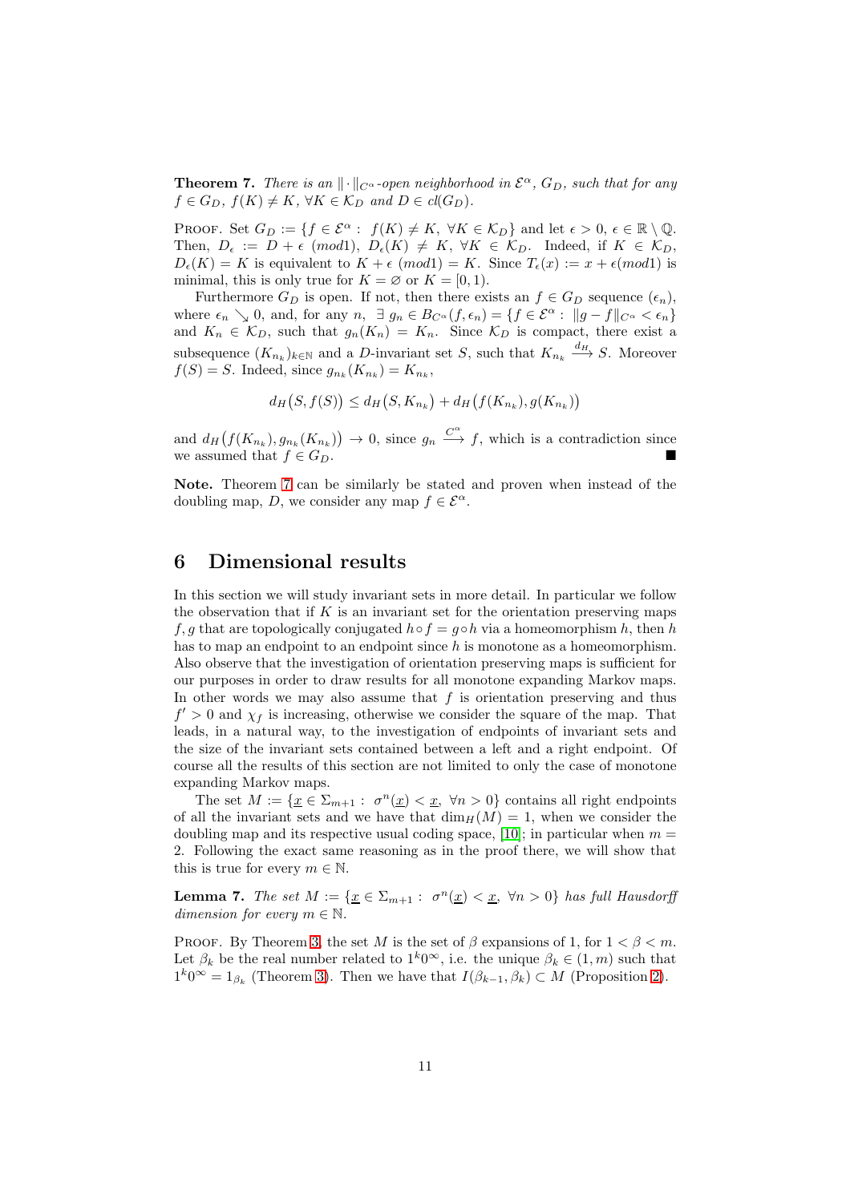**Theorem 7.** *There is an $\|\cdot\|_{C^\alpha}$-open neighborhood in $\mathcal{E}^\alpha$, $G_D$, such that for any $f \in G_D$, $f(K) \neq K$, $\forall K \in \mathcal{K}_D$ and $D \in cl(G_D)$.*

Proof. Set $G_D := \{f \in \mathcal{E}^\alpha : \ f(K) \neq K, \ \forall K \in \mathcal{K}_D\}$ and let $\epsilon > 0$, $\epsilon \in \mathbb{R} \setminus \mathbb{Q}$. Then, $D_\epsilon := D + \epsilon \ (mod1)$, $D_\epsilon(K) \neq K$, $\forall K \in \mathcal{K}_D$. Indeed, if $K \in \mathcal{K}_D$, $D_\epsilon(K) = K$ is equivalent to $K + \epsilon \ (mod1) = K$. Since $T_\epsilon(x) := x + \epsilon (mod1)$ is minimal, this is only true for $K = \varnothing$ or $K = [0,1)$.

Furthermore $G_D$ is open. If not, then there exists an $f \in G_D$ sequence $(\epsilon_n)$, where $\epsilon_n \searrow 0$, and, for any $n$, $\exists \ g_n \in B_{C^\alpha}(f, \epsilon_n) = \{f \in \mathcal{E}^\alpha : \ \|g - f\|_{C^\alpha} < \epsilon_n\}$ and $K_n \in \mathcal{K}_D$, such that $g_n(K_n) = K_n$. Since $\mathcal{K}_D$ is compact, there exist a subsequence $(K_{n_k})_{k \in \mathbb{N}}$ and a $D$-invariant set $S$, such that $K_{n_k} \xrightarrow{d_H} S$. Moreover $f(S) = S$. Indeed, since $g_{n_k}(K_{n_k}) = K_{n_k}$,

$$d_H\big(S, f(S)\big) \leq d_H\big(S, K_{n_k}\big) + d_H\big(f(K_{n_k}), g(K_{n_k})\big)$$

and $d_H\big(f(K_{n_k}), g_{n_k}(K_{n_k})\big) \to 0$, since $g_n \xrightarrow{C^\alpha} f$, which is a contradiction since we assumed that $f \in G_D$. ■

**Note.** Theorem 7 can be similarly be stated and proven when instead of the doubling map, $D$, we consider any map $f \in \mathcal{E}^\alpha$.

# 6 Dimensional results

In this section we will study invariant sets in more detail. In particular we follow the observation that if $K$ is an invariant set for the orientation preserving maps $f, g$ that are topologically conjugated $h \circ f = g \circ h$ via a homeomorphism $h$, then $h$ has to map an endpoint to an endpoint since $h$ is monotone as a homeomorphism. Also observe that the investigation of orientation preserving maps is sufficient for our purposes in order to draw results for all monotone expanding Markov maps. In other words we may also assume that $f$ is orientation preserving and thus $f' > 0$ and $\chi_f$ is increasing, otherwise we consider the square of the map. That leads, in a natural way, to the investigation of endpoints of invariant sets and the size of the invariant sets contained between a left and a right endpoint. Of course all the results of this section are not limited to only the case of monotone expanding Markov maps.

The set $M := \{\underline{x} \in \Sigma_{m+1} : \ \sigma^n(\underline{x}) < \underline{x}, \ \forall n > 0\}$ contains all right endpoints of all the invariant sets and we have that $\dim_H(M) = 1$, when we consider the doubling map and its respective usual coding space, [10]; in particular when $m = 2$. Following the exact same reasoning as in the proof there, we will show that this is true for every $m \in \mathbb{N}$.

**Lemma 7.** *The set $M := \{\underline{x} \in \Sigma_{m+1} : \ \sigma^n(\underline{x}) < \underline{x}, \ \forall n > 0\}$ has full Hausdorff dimension for every $m \in \mathbb{N}$.*

Proof. By Theorem 3, the set $M$ is the set of $\beta$ expansions of 1, for $1 < \beta < m$. Let $\beta_k$ be the real number related to $1^k 0^\infty$, i.e. the unique $\beta_k \in (1, m)$ such that $1^k 0^\infty = 1_{\beta_k}$ (Theorem 3). Then we have that $I(\beta_{k-1}, \beta_k) \subset M$ (Proposition 2).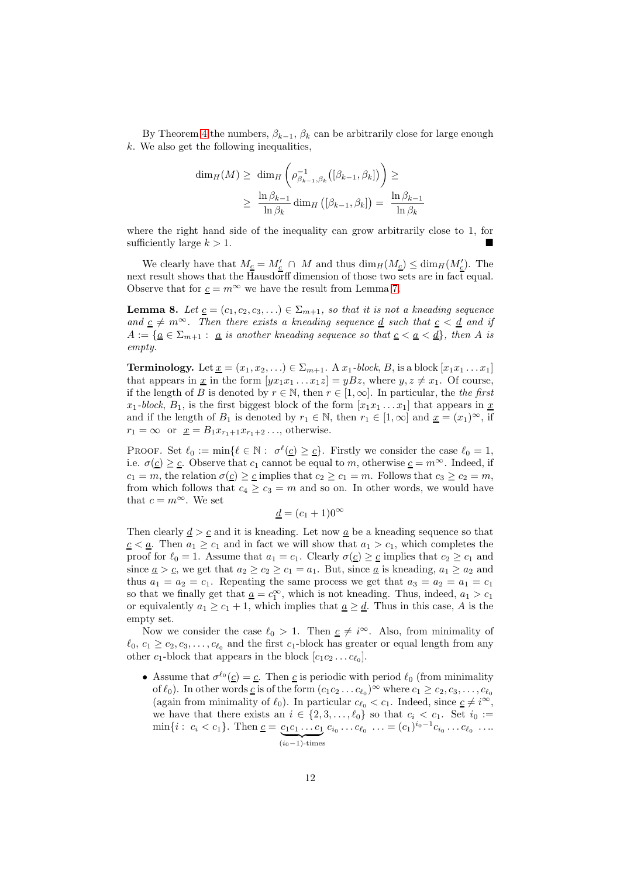By Theorem 4 the numbers, $\beta_{k-1}$, $\beta_k$ can be arbitrarily close for large enough $k$. We also get the following inequalities,

$$\dim_H(M) \geq \dim_H\left(\rho^{-1}_{\beta_{k-1},\beta_k}\big([\beta_{k-1},\beta_k]\big)\right) \geq$$
$$\geq \frac{\ln \beta_{k-1}}{\ln \beta_k} \dim_H\big([\beta_{k-1},\beta_k]\big) = \frac{\ln \beta_{k-1}}{\ln \beta_k}$$

where the right hand side of the inequality can grow arbitrarily close to 1, for sufficiently large $k > 1$. ∎

We clearly have that $M_{\underline{c}} = M'_{\underline{c}} \cap M$ and thus $\dim_H(M_{\underline{c}}) \leq \dim_H(M'_{\underline{c}})$. The next result shows that the Hausdorff dimension of those two sets are in fact equal. Observe that for $\underline{c} = m^\infty$ we have the result from Lemma 7.

**Lemma 8.** *Let $\underline{c} = (c_1, c_2, c_3, \ldots) \in \Sigma_{m+1}$, so that it is not a kneading sequence and $\underline{c} \neq m^\infty$. Then there exists a kneading sequence $\underline{d}$ such that $\underline{c} < \underline{d}$ and if $A := \{\underline{a} \in \Sigma_{m+1} :\ \underline{a}$ is another kneading sequence so that $\underline{c} < \underline{a} < \underline{d}\}$, then $A$ is empty.*

**Terminology.** Let $\underline{x} = (x_1, x_2, \ldots) \in \Sigma_{m+1}$. A $x_1$*-block*, $B$, is a block $[x_1 x_1 \ldots x_1]$ that appears in $\underline{x}$ in the form $[y x_1 x_1 \ldots x_1 z] = yBz$, where $y, z \neq x_1$. Of course, if the length of $B$ is denoted by $r \in \mathbb{N}$, then $r \in [1, \infty]$. In particular, the *the first* $x_1$*-block*, $B_1$, is the first biggest block of the form $[x_1 x_1 \ldots x_1]$ that appears in $\underline{x}$ and if the length of $B_1$ is denoted by $r_1 \in \mathbb{N}$, then $r_1 \in [1, \infty]$ and $\underline{x} = (x_1)^\infty$, if $r_1 = \infty$ or $\underline{x} = B_1 x_{r_1+1} x_{r_1+2} \ldots$, otherwise.

Proof. Set $\ell_0 := \min\{\ell \in \mathbb{N} :\ \sigma^\ell(\underline{c}) \geq \underline{c}\}$. Firstly we consider the case $\ell_0 = 1$, i.e. $\sigma(\underline{c}) \geq \underline{c}$. Observe that $c_1$ cannot be equal to $m$, otherwise $\underline{c} = m^\infty$. Indeed, if $c_1 = m$, the relation $\sigma(\underline{c}) \geq \underline{c}$ implies that $c_2 \geq c_1 = m$. Follows that $c_3 \geq c_2 = m$, from which follows that $c_4 \geq c_3 = m$ and so on. In other words, we would have that $c = m^\infty$. We set

$$\underline{d} = (c_1 + 1)0^\infty$$

Then clearly $\underline{d} > \underline{c}$ and it is kneading. Let now $\underline{a}$ be a kneading sequence so that $\underline{c} < \underline{a}$. Then $a_1 \geq c_1$ and in fact we will show that $a_1 > c_1$, which completes the proof for $\ell_0 = 1$. Assume that $a_1 = c_1$. Clearly $\sigma(\underline{c}) \geq \underline{c}$ implies that $c_2 \geq c_1$ and since $\underline{a} > \underline{c}$, we get that $a_2 \geq c_2 \geq c_1 = a_1$. But, since $\underline{a}$ is kneading, $a_1 \geq a_2$ and thus $a_1 = a_2 = c_1$. Repeating the same process we get that $a_3 = a_2 = a_1 = c_1$ so that we finally get that $\underline{a} = c_1^\infty$, which is not kneading. Thus, indeed, $a_1 > c_1$ or equivalently $a_1 \geq c_1 + 1$, which implies that $\underline{a} \geq \underline{d}$. Thus in this case, $A$ is the empty set.

Now we consider the case $\ell_0 > 1$. Then $\underline{c} \neq i^\infty$. Also, from minimality of $\ell_0$, $c_1 \geq c_2, c_3, \ldots, c_{\ell_0}$ and the first $c_1$-block has greater or equal length from any other $c_1$-block that appears in the block $[c_1 c_2 \ldots c_{\ell_0}]$.

- Assume that $\sigma^{\ell_0}(\underline{c}) = \underline{c}$. Then $\underline{c}$ is periodic with period $\ell_0$ (from minimality of $\ell_0$). In other words $\underline{c}$ is of the form $(c_1 c_2 \ldots c_{\ell_0})^\infty$ where $c_1 \geq c_2, c_3, \ldots, c_{\ell_0}$ (again from minimality of $\ell_0$). In particular $c_{\ell_0} < c_1$. Indeed, since $\underline{c} \neq i^\infty$, we have that there exists an $i \in \{2, 3, \ldots, \ell_0\}$ so that $c_i < c_1$. Set $i_0 := \min\{i :\ c_i < c_1\}$. Then $\underline{c} = \underbrace{c_1 c_1 \ldots c_1}_{(i_0-1)\text{-times}} c_{i_0} \ldots c_{\ell_0} \ \ldots = (c_1)^{i_0-1} c_{i_0} \ldots c_{\ell_0} \ \ldots$.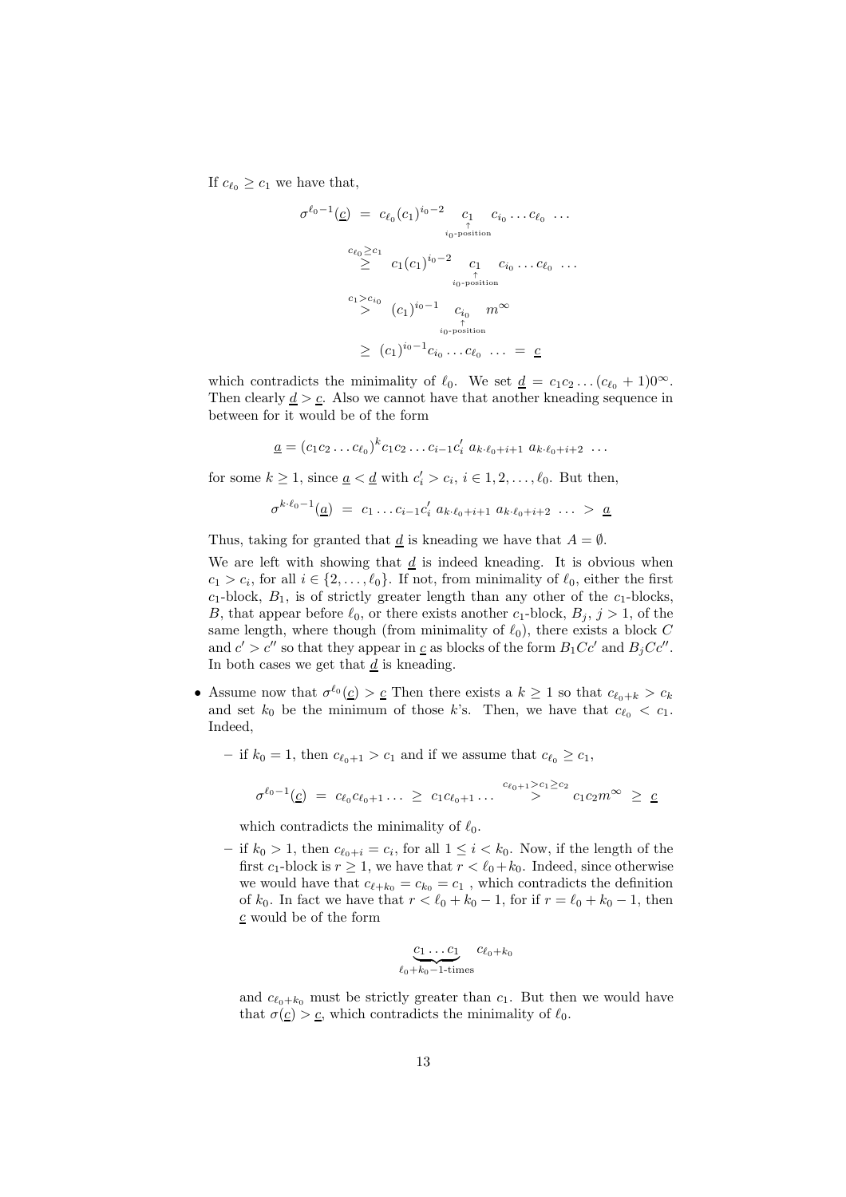If $c_{\ell_0} \geq c_1$ we have that,

$$
\begin{aligned}
\sigma^{\ell_0 - 1}(\underline{c}) \;&=\; c_{\ell_0}(c_1)^{i_0-2} \underset{\substack{\uparrow \\ i_0\text{-position}}}{c_1} \; c_{i_0}\dots c_{\ell_0}\;\dots \\
&\overset{c_{\ell_0}\geq c_1}{\geq} \; c_1(c_1)^{i_0-2} \underset{\substack{\uparrow \\ i_0\text{-position}}}{c_1} \; c_{i_0}\dots c_{\ell_0}\;\dots \\
&\overset{c_1 > c_{i_0}}{>} \; (c_1)^{i_0-1} \underset{\substack{\uparrow \\ i_0\text{-position}}}{c_{i_0}} \; m^\infty \\
&\geq \; (c_1)^{i_0-1} c_{i_0}\dots c_{\ell_0}\;\dots \;=\; \underline{c}
\end{aligned}
$$

which contradicts the minimality of $\ell_0$. We set $\underline{d} = c_1c_2\dots(c_{\ell_0}+1)0^\infty$. Then clearly $\underline{d} > \underline{c}$. Also we cannot have that another kneading sequence in between for it would be of the form

$$
\underline{a} = (c_1c_2\dots c_{\ell_0})^k c_1c_2\dots c_{i-1}c_i' \; a_{k\cdot\ell_0+i+1} \; a_{k\cdot\ell_0+i+2}\;\dots
$$

for some $k \geq 1$, since $\underline{a} < \underline{d}$ with $c_i' > c_i$, $i \in 1, 2, \dots, \ell_0$. But then,

$$
\sigma^{k\cdot\ell_0 - 1}(\underline{a}) \;=\; c_1\dots c_{i-1}c_i' \; a_{k\cdot\ell_0+i+1} \; a_{k\cdot\ell_0+i+2}\;\dots \;>\; \underline{a}
$$

Thus, taking for granted that $\underline{d}$ is kneading we have that $A = \emptyset$.

We are left with showing that $\underline{d}$ is indeed kneading. It is obvious when $c_1 > c_i$, for all $i \in \{2, \dots, \ell_0\}$. If not, from minimality of $\ell_0$, either the first $c_1$-block, $B_1$, is of strictly greater length than any other of the $c_1$-blocks, $B$, that appear before $\ell_0$, or there exists another $c_1$-block, $B_j$, $j > 1$, of the same length, where though (from minimality of $\ell_0$), there exists a block $C$ and $c' > c''$ so that they appear in $\underline{c}$ as blocks of the form $B_1Cc'$ and $B_jCc''$. In both cases we get that $\underline{d}$ is kneading.

- Assume now that $\sigma^{\ell_0}(\underline{c}) > \underline{c}$ Then there exists a $k \geq 1$ so that $c_{\ell_0+k} > c_k$ and set $k_0$ be the minimum of those $k$'s. Then, we have that $c_{\ell_0} < c_1$. Indeed,

  - if $k_0 = 1$, then $c_{\ell_0+1} > c_1$ and if we assume that $c_{\ell_0} \geq c_1$,

    $$
    \sigma^{\ell_0-1}(\underline{c}) \;=\; c_{\ell_0}c_{\ell_0+1}\dots \;\geq\; c_1c_{\ell_0+1}\dots \;\overset{c_{\ell_0+1}>c_1\geq c_2}{>}\; c_1c_2m^\infty \;\geq\; \underline{c}
    $$

    which contradicts the minimality of $\ell_0$.

  - if $k_0 > 1$, then $c_{\ell_0+i} = c_i$, for all $1 \leq i < k_0$. Now, if the length of the first $c_1$-block is $r \geq 1$, we have that $r < \ell_0 + k_0$. Indeed, since otherwise we would have that $c_{\ell+k_0} = c_{k_0} = c_1$ , which contradicts the definition of $k_0$. In fact we have that $r < \ell_0 + k_0 - 1$, for if $r = \ell_0 + k_0 - 1$, then $\underline{c}$ would be of the form

    $$
    \underbrace{c_1\dots c_1}_{\ell_0+k_0-1\text{-times}} \quad c_{\ell_0+k_0}
    $$

    and $c_{\ell_0+k_0}$ must be strictly greater than $c_1$. But then we would have that $\sigma(\underline{c}) > \underline{c}$, which contradicts the minimality of $\ell_0$.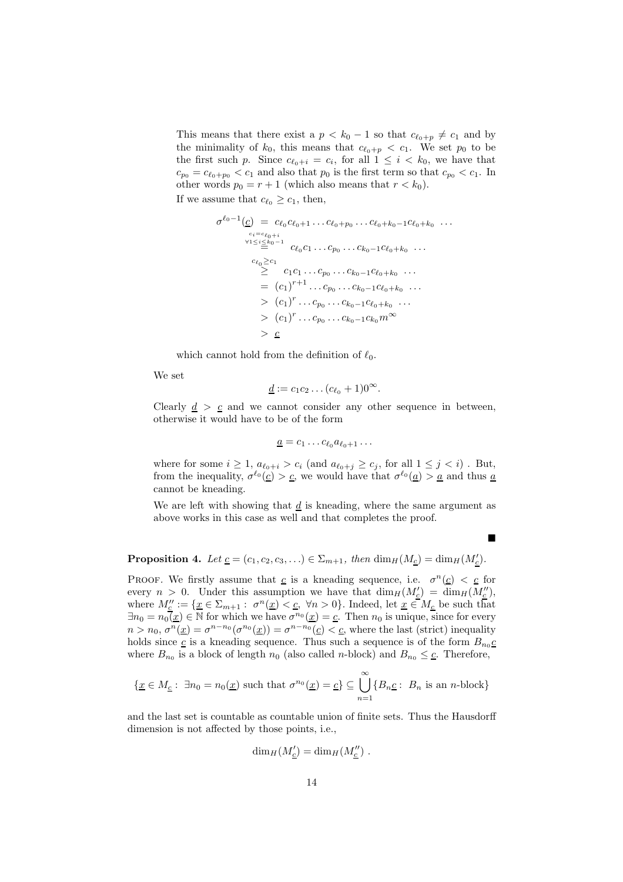This means that there exist a $p < k_0 - 1$ so that $c_{\ell_0+p} \neq c_1$ and by the minimality of $k_0$, this means that $c_{\ell_0+p} < c_1$. We set $p_0$ to be the first such $p$. Since $c_{\ell_0+i} = c_i$, for all $1 \leq i < k_0$, we have that $c_{p_0} = c_{\ell_0+p_0} < c_1$ and also that $p_0$ is the first term so that $c_{p_0} < c_1$. In other words $p_0 = r + 1$ (which also means that $r < k_0$).

If we assume that $c_{\ell_0} \geq c_1$, then,

$$
\begin{aligned}
\sigma^{\ell_0-1}(\underline{c}) &= c_{\ell_0} c_{\ell_0+1} \dots c_{\ell_0+p_0} \dots c_{\ell_0+k_0-1} c_{\ell_0+k_0} \dots \\
&\overset{\substack{c_i = c_{\ell_0+i} \\ \forall 1 \leq i \leq k_0-1}}{=} c_{\ell_0} c_1 \dots c_{p_0} \dots c_{k_0-1} c_{\ell_0+k_0} \dots \\
&\overset{c_{\ell_0} \geq c_1}{\geq} c_1 c_1 \dots c_{p_0} \dots c_{k_0-1} c_{\ell_0+k_0} \dots \\
&= (c_1)^{r+1} \dots c_{p_0} \dots c_{k_0-1} c_{\ell_0+k_0} \dots \\
&> (c_1)^{r} \dots c_{p_0} \dots c_{k_0-1} c_{\ell_0+k_0} \dots \\
&> (c_1)^{r} \dots c_{p_0} \dots c_{k_0-1} c_{k_0} m^{\infty} \\
&> \underline{c}
\end{aligned}
$$

which cannot hold from the definition of $\ell_0$.

We set

$$\underline{d} := c_1 c_2 \dots (c_{\ell_0} + 1) 0^{\infty}.$$

Clearly $\underline{d} > \underline{c}$ and we cannot consider any other sequence in between, otherwise it would have to be of the form

$$\underline{a} = c_1 \dots c_{\ell_0} a_{\ell_0+1} \dots$$

where for some $i \geq 1$, $a_{\ell_0+i} > c_i$ (and $a_{\ell_0+j} \geq c_j$, for all $1 \leq j < i$) . But, from the inequality, $\sigma^{\ell_0}(\underline{c}) > \underline{c}$, we would have that $\sigma^{\ell_0}(\underline{a}) > \underline{a}$ and thus $\underline{a}$ cannot be kneading.

We are left with showing that $\underline{d}$ is kneading, where the same argument as above works in this case as well and that completes the proof.

■

**Proposition 4.** *Let $\underline{c} = (c_1, c_2, c_3, \dots) \in \Sigma_{m+1}$, then $\dim_H(M_{\underline{c}}) = \dim_H(M'_{\underline{c}})$.*

Proof. We firstly assume that $\underline{c}$ is a kneading sequence, i.e. $\sigma^n(\underline{c}) < \underline{c}$ for every $n > 0$. Under this assumption we have that $\dim_H(M'_{\underline{c}}) = \dim_H(M''_{\underline{c}})$, where $M''_{\underline{c}} := \{\underline{x} \in \Sigma_{m+1} : \sigma^n(\underline{x}) < \underline{c}, \ \forall n > 0\}$. Indeed, let $\underline{x} \in M_{\underline{c}}$ be such that $\exists n_0 = n_0(\underline{x}) \in \mathbb{N}$ for which we have $\sigma^{n_0}(\underline{x}) = \underline{c}$. Then $n_0$ is unique, since for every $n > n_0$, $\sigma^n(\underline{x}) = \sigma^{n-n_0}(\sigma^{n_0}(\underline{x})) = \sigma^{n-n_0}(\underline{c}) < \underline{c}$, where the last (strict) inequality holds since $\underline{c}$ is a kneading sequence. Thus such a sequence is of the form $B_{n_0}\underline{c}$ where $B_{n_0}$ is a block of length $n_0$ (also called $n$-block) and $B_{n_0} \leq \underline{c}$. Therefore,

$$\{\underline{x} \in M_{\underline{c}} : \ \exists n_0 = n_0(\underline{x}) \text{ such that } \sigma^{n_0}(\underline{x}) = \underline{c}\} \subseteq \bigcup_{n=1}^{\infty} \{B_n \underline{c} : \ B_n \text{ is an } n\text{-block}\}$$

and the last set is countable as countable union of finite sets. Thus the Hausdorff dimension is not affected by those points, i.e.,

$$\dim_H(M'_{\underline{c}}) = \dim_H(M''_{\underline{c}}) \ .$$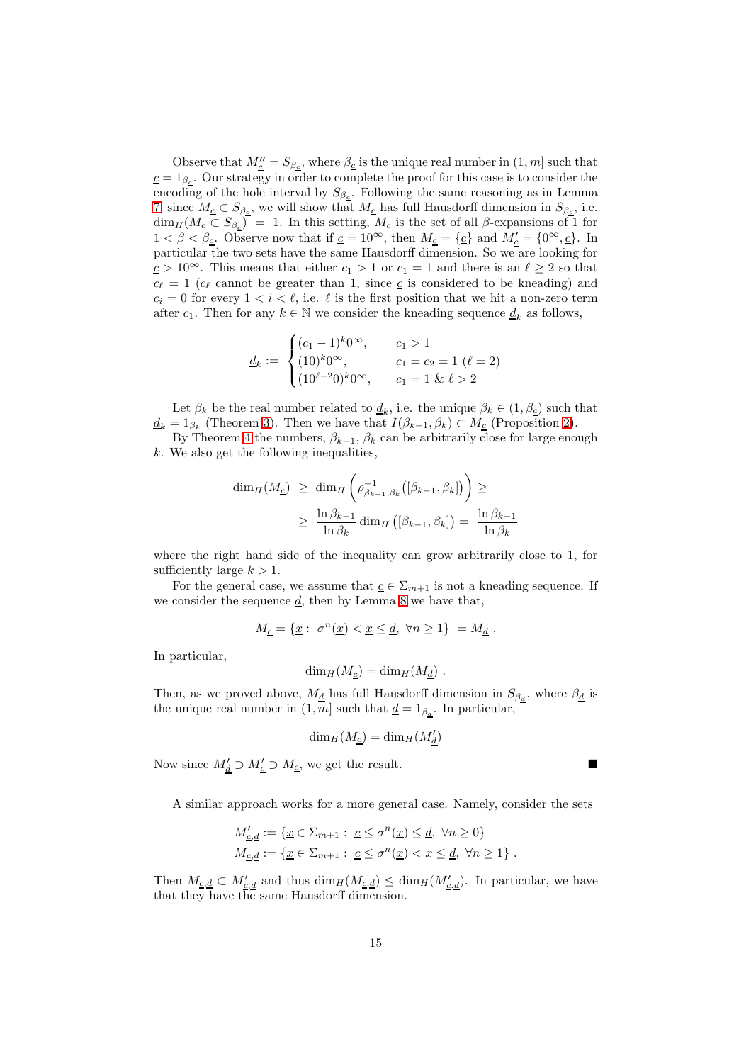Observe that $M''_{\underline{c}} = S_{\beta_{\underline{c}}}$, where $\beta_{\underline{c}}$ is the unique real number in $(1, m]$ such that $\underline{c} = 1_{\beta_{\underline{c}}}$. Our strategy in order to complete the proof for this case is to consider the encoding of the hole interval by $S_{\beta_{\underline{c}}}$. Following the same reasoning as in Lemma 7, since $M_{\underline{c}} \subset S_{\beta_{\underline{c}}}$, we will show that $M_{\underline{c}}$ has full Hausdorff dimension in $S_{\beta_{\underline{c}}}$, i.e. $\dim_H(M_{\underline{c}} \subset S_{\beta_{\underline{c}}}) = 1$. In this setting, $M_{\underline{c}}$ is the set of all $\beta$-expansions of 1 for $1 < \beta < \beta_{\underline{c}}$. Observe now that if $\underline{c} = 10^\infty$, then $M_{\underline{c}} = \{\underline{c}\}$ and $M'_{\underline{c}} = \{0^\infty, \underline{c}\}$. In particular the two sets have the same Hausdorff dimension. So we are looking for $\underline{c} > 10^\infty$. This means that either $c_1 > 1$ or $c_1 = 1$ and there is an $\ell \geq 2$ so that $c_\ell = 1$ ($c_\ell$ cannot be greater than 1, since $\underline{c}$ is considered to be kneading) and $c_i = 0$ for every $1 < i < \ell$, i.e. $\ell$ is the first position that we hit a non-zero term after $c_1$. Then for any $k \in \mathbb{N}$ we consider the kneading sequence $\underline{d}_k$ as follows,

$$\underline{d}_k := \begin{cases} (c_1 - 1)^k 0^\infty, & c_1 > 1 \\ (10)^k 0^\infty, & c_1 = c_2 = 1 \ (\ell = 2) \\ (10^{\ell-2}0)^k 0^\infty, & c_1 = 1 \ \& \ \ell > 2 \end{cases}$$

Let $\beta_k$ be the real number related to $\underline{d}_k$, i.e. the unique $\beta_k \in (1, \beta_{\underline{c}})$ such that $\underline{d}_k = 1_{\beta_k}$ (Theorem 3). Then we have that $I(\beta_{k-1}, \beta_k) \subset M_{\underline{c}}$ (Proposition 2).

By Theorem 4 the numbers, $\beta_{k-1}$, $\beta_k$ can be arbitrarily close for large enough $k$. We also get the following inequalities,

$$\begin{aligned} \dim_H(M_{\underline{c}}) \ &\geq \ \dim_H\left(\rho^{-1}_{\beta_{k-1},\beta_k}\big([\beta_{k-1}, \beta_k]\big)\right) \geq \\ &\geq \ \frac{\ln \beta_{k-1}}{\ln \beta_k} \dim_H\big([\beta_{k-1}, \beta_k]\big) = \ \frac{\ln \beta_{k-1}}{\ln \beta_k} \end{aligned}$$

where the right hand side of the inequality can grow arbitrarily close to 1, for sufficiently large $k > 1$.

For the general case, we assume that $\underline{c} \in \Sigma_{m+1}$ is not a kneading sequence. If we consider the sequence $\underline{d}$, then by Lemma 8 we have that,

$$M_{\underline{c}} = \{\underline{x} : \ \sigma^n(\underline{x}) < \underline{x} \leq \underline{d}, \ \forall n \geq 1\} \ = M_{\underline{d}} \ .$$

In particular,

$$\dim_H(M_{\underline{c}}) = \dim_H(M_{\underline{d}}) \ .$$

Then, as we proved above, $M_{\underline{d}}$ has full Hausdorff dimension in $S_{\beta_{\underline{d}}}$, where $\beta_{\underline{d}}$ is the unique real number in $(1, m]$ such that $\underline{d} = 1_{\beta_{\underline{d}}}$. In particular,

$$\dim_H(M_{\underline{c}}) = \dim_H(M'_{\underline{d}})$$

Now since $M'_{\underline{d}} \supset M'_{\underline{c}} \supset M_{\underline{c}}$, we get the result. ■

A similar approach works for a more general case. Namely, consider the sets

$$\begin{aligned} M'_{\underline{c},\underline{d}} &:= \{\underline{x} \in \Sigma_{m+1} : \ \underline{c} \leq \sigma^n(\underline{x}) \leq \underline{d}, \ \forall n \geq 0\} \\ M_{\underline{c},\underline{d}} &:= \{\underline{x} \in \Sigma_{m+1} : \ \underline{c} \leq \sigma^n(\underline{x}) < x \leq \underline{d}, \ \forall n \geq 1\} \ . \end{aligned}$$

Then $M_{\underline{c},\underline{d}} \subset M'_{\underline{c},\underline{d}}$ and thus $\dim_H(M_{\underline{c},\underline{d}}) \leq \dim_H(M'_{\underline{c},\underline{d}})$. In particular, we have that they have the same Hausdorff dimension.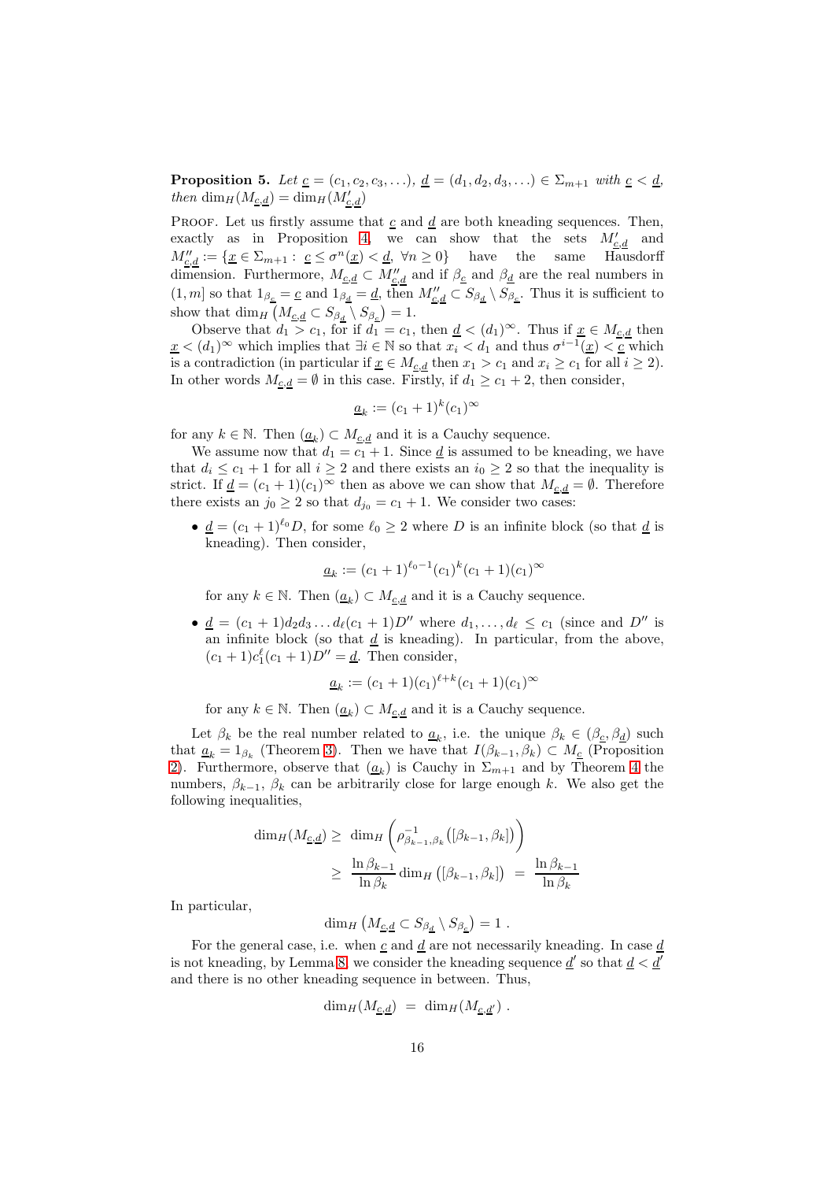**Proposition 5.** *Let* $\underline{c} = (c_1, c_2, c_3, \ldots)$, $\underline{d} = (d_1, d_2, d_3, \ldots) \in \Sigma_{m+1}$ *with* $\underline{c} < \underline{d}$, *then* $\dim_H(M_{\underline{c},\underline{d}}) = \dim_H(M'_{\underline{c},\underline{d}})$

Proof. Let us firstly assume that $\underline{c}$ and $\underline{d}$ are both kneading sequences. Then, exactly as in Proposition 4, we can show that the sets $M'_{\underline{c},\underline{d}}$ and $M''_{\underline{c},\underline{d}} := \{\underline{x} \in \Sigma_{m+1} : \underline{c} \leq \sigma^n(\underline{x}) < \underline{d}, \ \forall n \geq 0\}$ have the same Hausdorff dimension. Furthermore, $M_{\underline{c},\underline{d}} \subset M''_{\underline{c},\underline{d}}$ and if $\beta_{\underline{c}}$ and $\beta_{\underline{d}}$ are the real numbers in $(1, m]$ so that $1_{\beta_{\underline{c}}} = \underline{c}$ and $1_{\beta_{\underline{d}}} = \underline{d}$, then $M''_{\underline{c},\underline{d}} \subset S_{\beta_{\underline{d}}} \setminus S_{\beta_{\underline{c}}}$. Thus it is sufficient to show that $\dim_H \left(M_{\underline{c},\underline{d}} \subset S_{\beta_{\underline{d}}} \setminus S_{\beta_{\underline{c}}}\right) = 1$.

Observe that $d_1 > c_1$, for if $d_1 = c_1$, then $\underline{d} < (d_1)^\infty$. Thus if $\underline{x} \in M_{\underline{c},\underline{d}}$ then $\underline{x} < (d_1)^\infty$ which implies that $\exists i \in \mathbb{N}$ so that $x_i < d_1$ and thus $\sigma^{i-1}(\underline{x}) < \underline{c}$ which is a contradiction (in particular if $\underline{x} \in M_{\underline{c},\underline{d}}$ then $x_1 > c_1$ and $x_i \geq c_1$ for all $i \geq 2$). In other words $M_{\underline{c},\underline{d}} = \emptyset$ in this case. Firstly, if $d_1 \geq c_1 + 2$, then consider,

$$\underline{a}_k := (c_1 + 1)^k (c_1)^\infty$$

for any $k \in \mathbb{N}$. Then $(\underline{a}_k) \subset M_{\underline{c},\underline{d}}$ and it is a Cauchy sequence.

We assume now that $d_1 = c_1 + 1$. Since $\underline{d}$ is assumed to be kneading, we have that $d_i \leq c_1 + 1$ for all $i \geq 2$ and there exists an $i_0 \geq 2$ so that the inequality is strict. If $\underline{d} = (c_1 + 1)(c_1)^\infty$ then as above we can show that $M_{\underline{c},\underline{d}} = \emptyset$. Therefore there exists an $j_0 \geq 2$ so that $d_{j_0} = c_1 + 1$. We consider two cases:

- $\underline{d} = (c_1 + 1)^{\ell_0} D$, for some $\ell_0 \geq 2$ where $D$ is an infinite block (so that $\underline{d}$ is kneading). Then consider,

$$\underline{a}_k := (c_1 + 1)^{\ell_0 - 1} (c_1)^k (c_1 + 1)(c_1)^\infty$$

for any $k \in \mathbb{N}$. Then $(\underline{a}_k) \subset M_{\underline{c},\underline{d}}$ and it is a Cauchy sequence.

- $\underline{d} = (c_1 + 1) d_2 d_3 \ldots d_\ell (c_1 + 1) D''$ where $d_1, \ldots, d_\ell \leq c_1$ (since and $D''$ is an infinite block (so that $\underline{d}$ is kneading). In particular, from the above, $(c_1 + 1) c_1^\ell (c_1 + 1) D'' = \underline{d}$. Then consider,

$$\underline{a}_k := (c_1 + 1)(c_1)^{\ell + k} (c_1 + 1)(c_1)^\infty$$

for any $k \in \mathbb{N}$. Then $(\underline{a}_k) \subset M_{\underline{c},\underline{d}}$ and it is a Cauchy sequence.

Let $\beta_k$ be the real number related to $\underline{a}_k$, i.e. the unique $\beta_k \in (\beta_{\underline{c}}, \beta_{\underline{d}})$ such that $\underline{a}_k = 1_{\beta_k}$ (Theorem 3). Then we have that $I(\beta_{k-1}, \beta_k) \subset M_{\underline{c}}$ (Proposition 2). Furthermore, observe that $(\underline{a}_k)$ is Cauchy in $\Sigma_{m+1}$ and by Theorem 4 the numbers, $\beta_{k-1}$, $\beta_k$ can be arbitrarily close for large enough $k$. We also get the following inequalities,

$$\begin{aligned}
\dim_H(M_{\underline{c},\underline{d}}) \geq \ & \dim_H \left(\rho^{-1}_{\beta_{k-1},\beta_k}\left([\beta_{k-1}, \beta_k]\right)\right) \\
\geq \ & \frac{\ln \beta_{k-1}}{\ln \beta_k} \dim_H \left([\beta_{k-1}, \beta_k]\right) \ = \ \frac{\ln \beta_{k-1}}{\ln \beta_k}
\end{aligned}$$

In particular,

$$\dim_H \left(M_{\underline{c},\underline{d}} \subset S_{\beta_{\underline{d}}} \setminus S_{\beta_{\underline{c}}}\right) = 1 \ .$$

For the general case, i.e. when $\underline{c}$ and $\underline{d}$ are not necessarily kneading. In case $\underline{d}$ is not kneading, by Lemma 8, we consider the kneading sequence $\underline{d}'$ so that $\underline{d} < \underline{d}'$ and there is no other kneading sequence in between. Thus,

$$\dim_H(M_{\underline{c},\underline{d}}) \ = \ \dim_H(M_{\underline{c},\underline{d}'}) \ .$$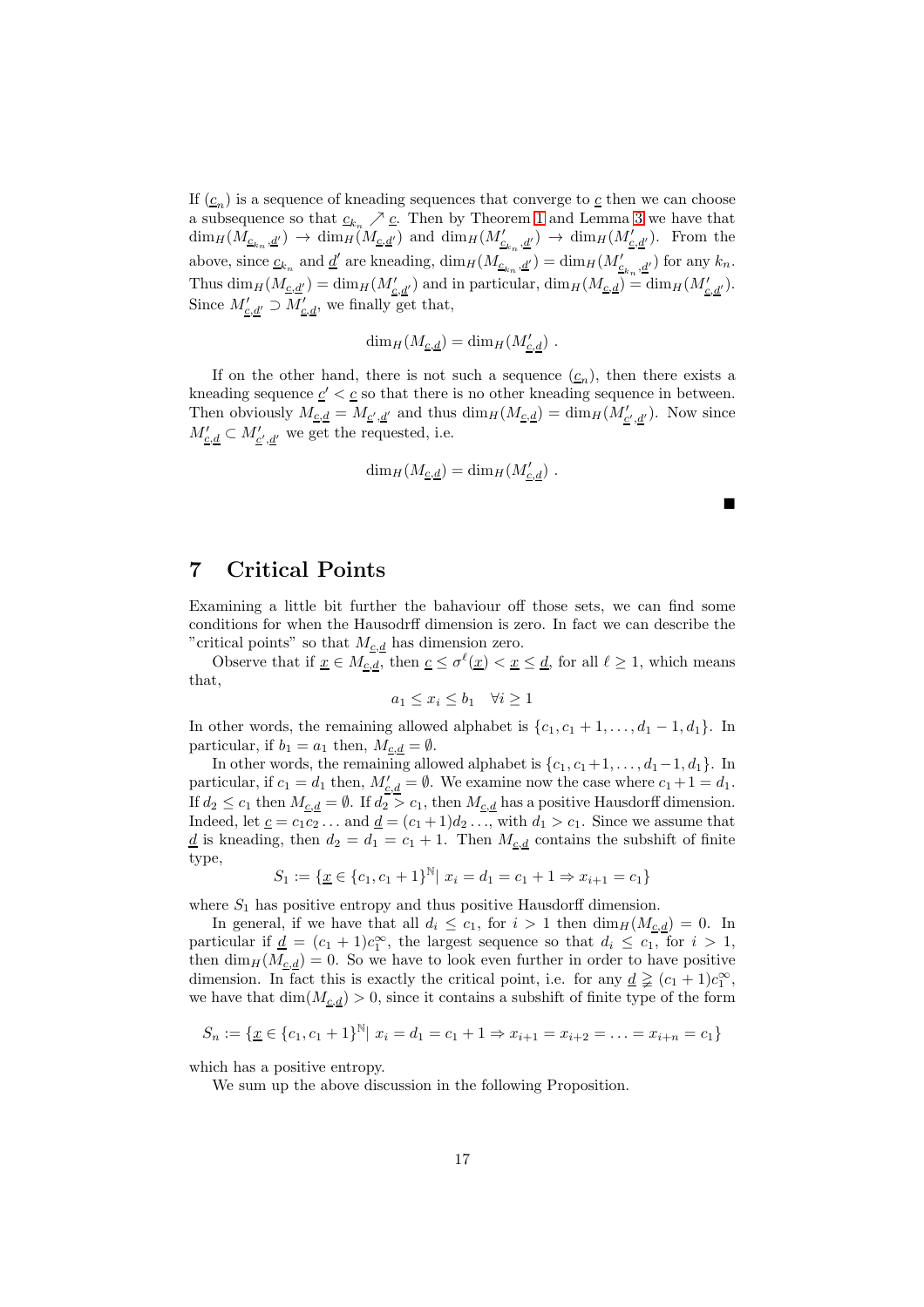If $(\underline{c}_n)$ is a sequence of kneading sequences that converge to $\underline{c}$ then we can choose a subsequence so that $\underline{c}_{k_n} \nearrow \underline{c}$. Then by Theorem 1 and Lemma 3 we have that $\dim_H(M_{\underline{c}_{k_n},\underline{d}'}) \to \dim_H(M_{\underline{c},\underline{d}'})$ and $\dim_H(M'_{\underline{c}_{k_n},\underline{d}'}) \to \dim_H(M'_{\underline{c},\underline{d}'})$. From the above, since $\underline{c}_{k_n}$ and $\underline{d}'$ are kneading, $\dim_H(M_{\underline{c}_{k_n},\underline{d}'}) = \dim_H(M'_{\underline{c}_{k_n},\underline{d}'})$ for any $k_n$. Thus $\dim_H(M_{\underline{c},\underline{d}'}) = \dim_H(M'_{\underline{c},\underline{d}'})$ and in particular, $\dim_H(M_{\underline{c},\underline{d}}) = \dim_H(M'_{\underline{c},\underline{d}'})$. Since $M'_{\underline{c},\underline{d}'} \supset M'_{\underline{c},\underline{d}}$, we finally get that,

$$\dim_H(M_{\underline{c},\underline{d}}) = \dim_H(M'_{\underline{c},\underline{d}}) \ .$$

If on the other hand, there is not such a sequence $(\underline{c}_n)$, then there exists a kneading sequence $\underline{c}' < \underline{c}$ so that there is no other kneading sequence in between. Then obviously $M_{\underline{c},\underline{d}} = M_{\underline{c}',\underline{d}'}$ and thus $\dim_H(M_{\underline{c},\underline{d}}) = \dim_H(M'_{\underline{c}',\underline{d}'})$. Now since $M'_{\underline{c},\underline{d}} \subset M'_{\underline{c}',\underline{d}'}$ we get the requested, i.e.

$$\dim_H(M_{\underline{c},\underline{d}}) = \dim_H(M'_{\underline{c},\underline{d}}) \ .$$

■

# 7 Critical Points

Examining a little bit further the bahaviour off those sets, we can find some conditions for when the Hausodrff dimension is zero. In fact we can describe the "critical points" so that $M_{\underline{c},\underline{d}}$ has dimension zero.

Observe that if $\underline{x} \in M_{\underline{c},\underline{d}}$, then $\underline{c} \le \sigma^\ell(\underline{x}) < \underline{x} \le \underline{d}$, for all $\ell \ge 1$, which means that,

$$a_1 \le x_i \le b_1 \quad \forall i \ge 1$$

In other words, the remaining allowed alphabet is $\{c_1, c_1+1, \ldots, d_1-1, d_1\}$. In particular, if $b_1 = a_1$ then, $M_{\underline{c},\underline{d}} = \emptyset$.

In other words, the remaining allowed alphabet is $\{c_1, c_1+1, \ldots, d_1-1, d_1\}$. In particular, if $c_1 = d_1$ then, $M'_{\underline{c},\underline{d}} = \emptyset$. We examine now the case where $c_1+1 = d_1$. If $d_2 \le c_1$ then $M_{\underline{c},\underline{d}} = \emptyset$. If $d_2 > c_1$, then $M_{\underline{c},\underline{d}}$ has a positive Hausdorff dimension. Indeed, let $\underline{c} = c_1c_2\ldots$ and $\underline{d} = (c_1+1)d_2\ldots$, with $d_1 > c_1$. Since we assume that $\underline{d}$ is kneading, then $d_2 = d_1 = c_1+1$. Then $M_{\underline{c},\underline{d}}$ contains the subshift of finite type,

$$S_1 := \{\underline{x} \in \{c_1, c_1+1\}^{\mathbb{N}} | \ x_i = d_1 = c_1+1 \Rightarrow x_{i+1} = c_1\}$$

where $S_1$ has positive entropy and thus positive Hausdorff dimension.

In general, if we have that all $d_i \le c_1$, for $i > 1$ then $\dim_H(M_{\underline{c},\underline{d}}) = 0$. In particular if $\underline{d} = (c_1+1)c_1^\infty$, the largest sequence so that $d_i \le c_1$, for $i > 1$, then $\dim_H(M_{\underline{c},\underline{d}}) = 0$. So we have to look even further in order to have positive dimension. In fact this is exactly the critical point, i.e. for any $\underline{d} \gneq (c_1+1)c_1^\infty$, we have that $\dim(M_{\underline{c},\underline{d}}) > 0$, since it contains a subshift of finite type of the form

$$S_n := \{\underline{x} \in \{c_1, c_1+1\}^{\mathbb{N}} | \ x_i = d_1 = c_1+1 \Rightarrow x_{i+1} = x_{i+2} = \ldots = x_{i+n} = c_1\}$$

which has a positive entropy.

We sum up the above discussion in the following Proposition.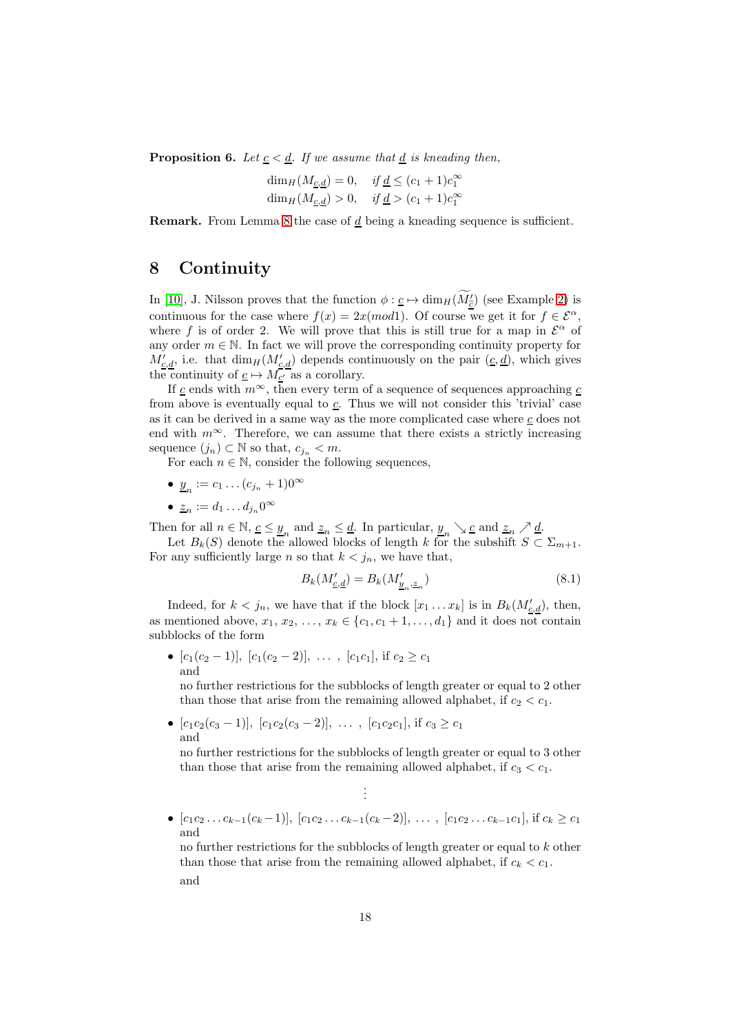**Proposition 6.** *Let $\underline{c} < \underline{d}$. If we assume that $\underline{d}$ is kneading then,*

$$\dim_H(M_{\underline{c},\underline{d}}) = 0, \quad \text{if } \underline{d} \leq (c_1+1)c_1^\infty$$
$$\dim_H(M_{\underline{c},\underline{d}}) > 0, \quad \text{if } \underline{d} > (c_1+1)c_1^\infty$$

**Remark.** From Lemma 8 the case of $\underline{d}$ being a kneading sequence is sufficient.

# 8 Continuity

In [10], J. Nilsson proves that the function $\phi : \underline{c} \mapsto \dim_H(\widetilde{M'_{\underline{c}}})$ (see Example 2) is continuous for the case where $f(x) = 2x(mod1)$. Of course we get it for $f \in \mathcal{E}^\alpha$, where $f$ is of order 2. We will prove that this is still true for a map in $\mathcal{E}^\alpha$ of any order $m \in \mathbb{N}$. In fact we will prove the corresponding continuity property for $M'_{\underline{c},\underline{d}}$, i.e. that $\dim_H(M'_{\underline{c},\underline{d}})$ depends continuously on the pair $(\underline{c}, \underline{d})$, which gives the continuity of $\underline{c} \mapsto M'_{\underline{c}}$ as a corollary.

If $\underline{c}$ ends with $m^\infty$, then every term of a sequence of sequences approaching $\underline{c}$ from above is eventually equal to $\underline{c}$. Thus we will not consider this 'trivial' case as it can be derived in a same way as the more complicated case where $\underline{c}$ does not end with $m^\infty$. Therefore, we can assume that there exists a strictly increasing sequence $(j_n) \subset \mathbb{N}$ so that, $c_{j_n} < m$.

For each $n \in \mathbb{N}$, consider the following sequences,

- $\underline{y}_n := c_1 \dots (c_{j_n}+1)0^\infty$
- $\underline{z}_n := d_1 \dots d_{j_n}0^\infty$

Then for all $n \in \mathbb{N}$, $\underline{c} \leq \underline{y}_n$ and $\underline{z}_n \leq \underline{d}$. In particular, $\underline{y}_n \searrow \underline{c}$ and $\underline{z}_n \nearrow \underline{d}$.

Let $B_k(S)$ denote the allowed blocks of length $k$ for the subshift $S \subset \Sigma_{m+1}$. For any sufficiently large $n$ so that $k < j_n$, we have that,

$$B_k(M'_{\underline{c},\underline{d}}) = B_k(M'_{\underline{y}_n,\underline{z}_n}) \tag{8.1}$$

Indeed, for $k < j_n$, we have that if the block $[x_1 \dots x_k]$ is in $B_k(M'_{\underline{c},\underline{d}})$, then, as mentioned above, $x_1, x_2, \dots, x_k \in \{c_1, c_1+1, \dots, d_1\}$ and it does not contain subblocks of the form

- $[c_1(c_2-1)]$, $[c_1(c_2-2)]$, $\dots$ , $[c_1c_1]$, if $c_2 \geq c_1$
  and
  no further restrictions for the subblocks of length greater or equal to 2 other than those that arise from the remaining allowed alphabet, if $c_2 < c_1$.
- $[c_1c_2(c_3-1)]$, $[c_1c_2(c_3-2)]$, $\dots$ , $[c_1c_2c_1]$, if $c_3 \geq c_1$
  and
  no further restrictions for the subblocks of length greater or equal to 3 other than those that arise from the remaining allowed alphabet, if $c_3 < c_1$.

$$\vdots$$

- $[c_1c_2 \dots c_{k-1}(c_k-1)]$, $[c_1c_2 \dots c_{k-1}(c_k-2)]$, $\dots$ , $[c_1c_2 \dots c_{k-1}c_1]$, if $c_k \geq c_1$
  and
  no further restrictions for the subblocks of length greater or equal to $k$ other than those that arise from the remaining allowed alphabet, if $c_k < c_1$.

  and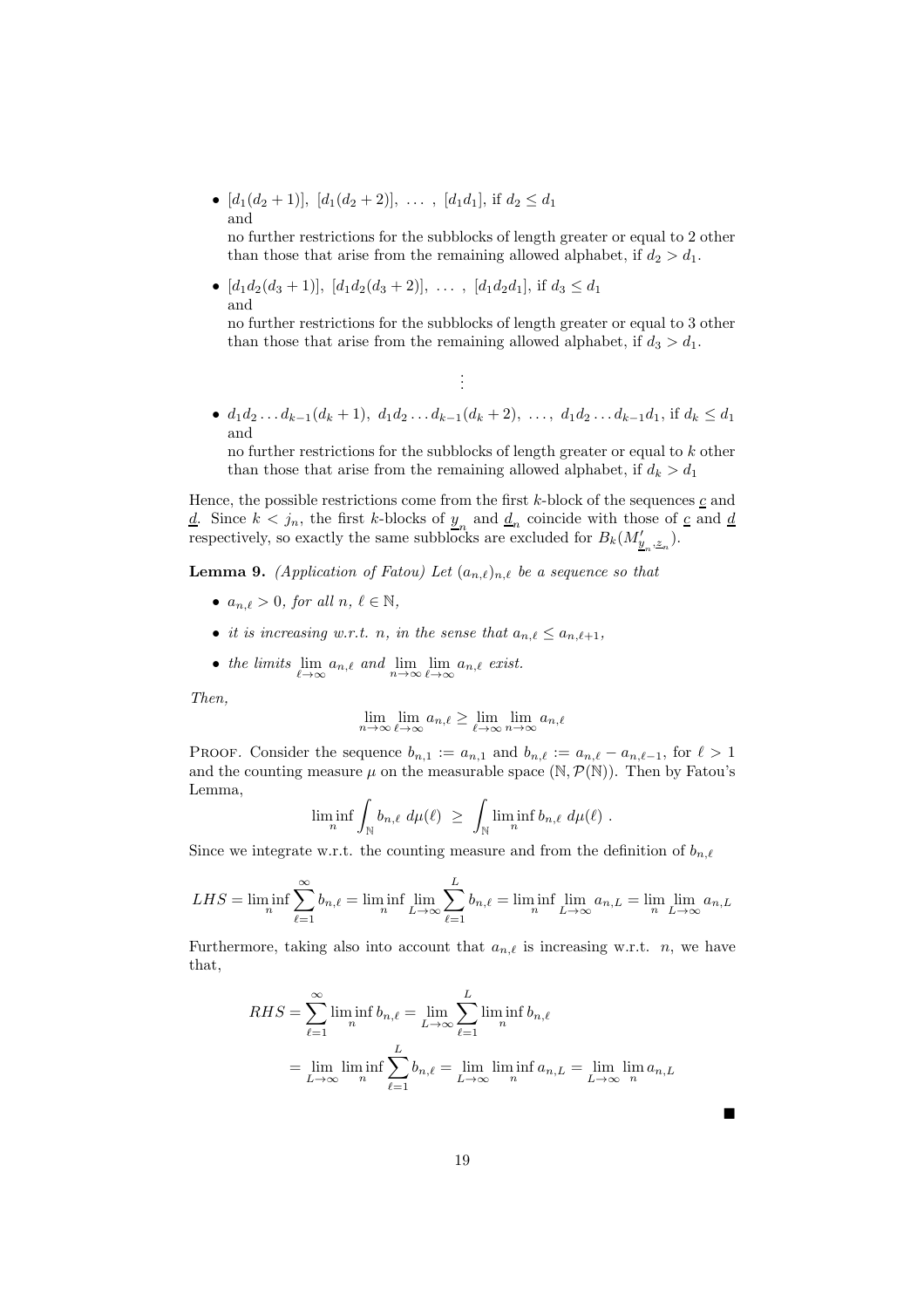- $[d_1(d_2+1)],\ [d_1(d_2+2)],\ \ldots\ ,\ [d_1 d_1]$, if $d_2 \leq d_1$
  and
  no further restrictions for the subblocks of length greater or equal to 2 other than those that arise from the remaining allowed alphabet, if $d_2 > d_1$.
- $[d_1 d_2(d_3+1)],\ [d_1 d_2(d_3+2)],\ \ldots\ ,\ [d_1 d_2 d_1]$, if $d_3 \leq d_1$
  and
  no further restrictions for the subblocks of length greater or equal to 3 other than those that arise from the remaining allowed alphabet, if $d_3 > d_1$.

$$\vdots$$

- $d_1 d_2 \ldots d_{k-1}(d_k+1),\ d_1 d_2 \ldots d_{k-1}(d_k+2),\ \ldots,\ d_1 d_2 \ldots d_{k-1} d_1$, if $d_k \leq d_1$
  and
  no further restrictions for the subblocks of length greater or equal to $k$ other than those that arise from the remaining allowed alphabet, if $d_k > d_1$

Hence, the possible restrictions come from the first $k$-block of the sequences $\underline{c}$ and $\underline{d}$. Since $k < j_n$, the first $k$-blocks of $\underline{y}_n$ and $\underline{d}_n$ coincide with those of $\underline{c}$ and $\underline{d}$ respectively, so exactly the same subblocks are excluded for $B_k(M'_{\underline{y}_n, \underline{z}_n})$.

**Lemma 9.** *(Application of Fatou) Let $(a_{n,\ell})_{n,\ell}$ be a sequence so that*

- *$a_{n,\ell} > 0$, for all $n,\ \ell \in \mathbb{N}$,*
- *it is increasing w.r.t. $n$, in the sense that $a_{n,\ell} \leq a_{n,\ell+1}$,*
- *the limits $\lim\limits_{\ell\to\infty} a_{n,\ell}$ and $\lim\limits_{n\to\infty}\lim\limits_{\ell\to\infty} a_{n,\ell}$ exist.*

*Then,*

$$\lim_{n\to\infty}\lim_{\ell\to\infty} a_{n,\ell} \geq \lim_{\ell\to\infty}\lim_{n\to\infty} a_{n,\ell}$$

Proof. Consider the sequence $b_{n,1} := a_{n,1}$ and $b_{n,\ell} := a_{n,\ell} - a_{n,\ell-1}$, for $\ell > 1$ and the counting measure $\mu$ on the measurable space $(\mathbb{N}, \mathcal{P}(\mathbb{N}))$. Then by Fatou's Lemma,

$$\liminf_n \int_{\mathbb{N}} b_{n,\ell}\ d\mu(\ell)\ \geq\ \int_{\mathbb{N}} \liminf_n b_{n,\ell}\ d\mu(\ell)\ .$$

Since we integrate w.r.t. the counting measure and from the definition of $b_{n,\ell}$

$$LHS = \liminf_n \sum_{\ell=1}^{\infty} b_{n,\ell} = \liminf_n \lim_{L\to\infty} \sum_{\ell=1}^{L} b_{n,\ell} = \liminf_n \lim_{L\to\infty} a_{n,L} = \lim_n \lim_{L\to\infty} a_{n,L}$$

Furthermore, taking also into account that $a_{n,\ell}$ is increasing w.r.t. $n$, we have that,

$$\begin{aligned} RHS &= \sum_{\ell=1}^{\infty} \liminf_n b_{n,\ell} = \lim_{L\to\infty} \sum_{\ell=1}^{L} \liminf_n b_{n,\ell} \\ &= \lim_{L\to\infty} \liminf_n \sum_{\ell=1}^{L} b_{n,\ell} = \lim_{L\to\infty} \liminf_n a_{n,L} = \lim_{L\to\infty} \lim_n a_{n,L} \end{aligned}$$

■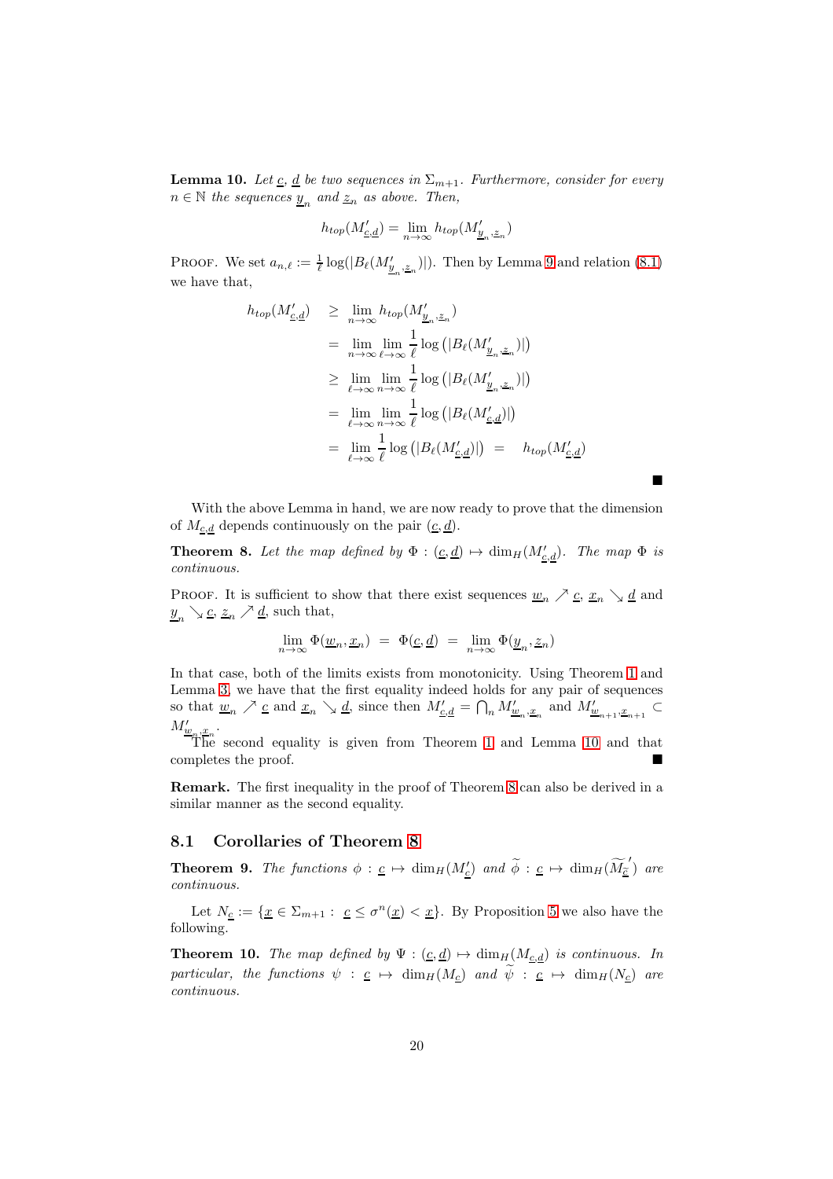**Lemma 10.** *Let $\underline{c}$, $\underline{d}$ be two sequences in $\Sigma_{m+1}$. Furthermore, consider for every $n \in \mathbb{N}$ the sequences $\underline{y}_n$ and $\underline{z}_n$ as above. Then,*

$$h_{top}(M'_{\underline{c},\underline{d}}) = \lim_{n\to\infty} h_{top}(M'_{\underline{y}_n,\underline{z}_n})$$

Proof. We set $a_{n,\ell} := \frac{1}{\ell}\log(|B_\ell(M'_{\underline{y}_n,\underline{z}_n})|)$. Then by Lemma 9 and relation (8.1) we have that,

$$\begin{aligned}
h_{top}(M'_{\underline{c},\underline{d}}) &\geq \lim_{n\to\infty} h_{top}(M'_{\underline{y}_n,\underline{z}_n}) \\
&= \lim_{n\to\infty}\lim_{\ell\to\infty} \frac{1}{\ell}\log\left(|B_\ell(M'_{\underline{y}_n,\underline{z}_n})|\right) \\
&\geq \lim_{\ell\to\infty}\lim_{n\to\infty} \frac{1}{\ell}\log\left(|B_\ell(M'_{\underline{y}_n,\underline{z}_n})|\right) \\
&= \lim_{\ell\to\infty}\lim_{n\to\infty} \frac{1}{\ell}\log\left(|B_\ell(M'_{\underline{c},\underline{d}})|\right) \\
&= \lim_{\ell\to\infty} \frac{1}{\ell}\log\left(|B_\ell(M'_{\underline{c},\underline{d}})|\right) \;=\; h_{top}(M'_{\underline{c},\underline{d}})
\end{aligned}$$

■

With the above Lemma in hand, we are now ready to prove that the dimension of $M_{\underline{c},\underline{d}}$ depends continuously on the pair $(\underline{c},\underline{d})$.

**Theorem 8.** *Let the map defined by $\Phi : (\underline{c},\underline{d}) \mapsto \dim_H(M'_{\underline{c},\underline{d}})$. The map $\Phi$ is continuous.*

Proof. It is sufficient to show that there exist sequences $\underline{w}_n \nearrow \underline{c}$, $\underline{x}_n \searrow \underline{d}$ and $\underline{y}_n \searrow \underline{c}$, $\underline{z}_n \nearrow \underline{d}$, such that,

$$\lim_{n\to\infty} \Phi(\underline{w}_n,\underline{x}_n) \;=\; \Phi(\underline{c},\underline{d}) \;=\; \lim_{n\to\infty} \Phi(\underline{y}_n,\underline{z}_n)$$

In that case, both of the limits exists from monotonicity. Using Theorem 1 and Lemma 3, we have that the first equality indeed holds for any pair of sequences so that $\underline{w}_n \nearrow \underline{c}$ and $\underline{x}_n \searrow \underline{d}$, since then $M'_{\underline{c},\underline{d}} = \bigcap_n M'_{\underline{w}_n,\underline{x}_n}$ and $M'_{\underline{w}_{n+1},\underline{x}_{n+1}} \subset M'_{\underline{w}_n,\underline{x}_n}$.

The second equality is given from Theorem 1 and Lemma 10 and that completes the proof. ■

**Remark.** The first inequality in the proof of Theorem 8 can also be derived in a similar manner as the second equality.

### 8.1 Corollaries of Theorem 8

**Theorem 9.** *The functions $\phi : \underline{c} \mapsto \dim_H(M'_{\underline{c}})$ and $\widetilde{\phi} : \underline{c} \mapsto \dim_H(\widetilde{M_{\widetilde{c}}}')$ are continuous.*

Let $N_{\underline{c}} := \{\underline{x} \in \Sigma_{m+1} : \underline{c} \leq \sigma^n(\underline{x}) < \underline{x}\}$. By Proposition 5 we also have the following.

**Theorem 10.** *The map defined by $\Psi : (\underline{c},\underline{d}) \mapsto \dim_H(M_{\underline{c},\underline{d}})$ is continuous. In particular, the functions $\psi : \underline{c} \mapsto \dim_H(M_{\underline{c}})$ and $\widetilde{\psi} : \underline{c} \mapsto \dim_H(N_{\underline{c}})$ are continuous.*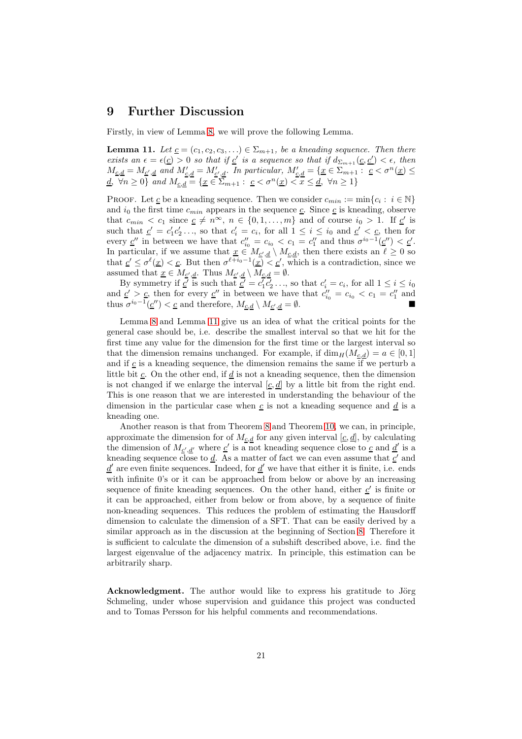# 9 Further Discussion

Firstly, in view of Lemma 8, we will prove the following Lemma.

**Lemma 11.** *Let $\underline{c} = (c_1, c_2, c_3, \ldots) \in \Sigma_{m+1}$, be a kneading sequence. Then there exists an $\epsilon = \epsilon(\underline{c}) > 0$ so that if $\underline{c}'$ is a sequence so that if $d_{\Sigma_{m+1}}(\underline{c}, \underline{c}') < \epsilon$, then $M_{\underline{c},\underline{d}} = M_{\underline{c}',\underline{d}}$ and $M'_{\underline{c},\underline{d}} = M'_{\underline{c}',\underline{d}}$. In particular, $M'_{\underline{c},\underline{d}} = \{\underline{x} \in \Sigma_{m+1} : \ \underline{c} < \sigma^n(\underline{x}) \leq \underline{d}, \ \forall n \geq 0\}$ and $M_{\underline{c},\underline{d}} = \{\underline{x} \in \Sigma_{m+1} : \ \underline{c} < \sigma^n(\underline{x}) < \underline{x} \leq \underline{d}, \ \forall n \geq 1\}$*

Proof. Let $\underline{c}$ be a kneading sequence. Then we consider $c_{min} := \min\{c_i : \ i \in \mathbb{N}\}$ and $i_0$ the first time $c_{min}$ appears in the sequence $\underline{c}$. Since $\underline{c}$ is kneading, observe that $c_{min} < c_1$ since $\underline{c} \neq n^\infty$, $n \in \{0, 1, \ldots, m\}$ and of course $i_0 > 1$. If $\underline{c}'$ is such that $\underline{c}' = c'_1 c'_2 \ldots$, so that $c'_i = c_i$, for all $1 \leq i \leq i_0$ and $\underline{c}' < \underline{c}$, then for every $\underline{c}''$ in between we have that $c''_{i_0} = c_{i_0} < c_1 = c''_1$ and thus $\sigma^{i_0-1}(\underline{c}'') < \underline{c}'$. In particular, if we assume that $\underline{x} \in M_{\underline{c}',\underline{d}} \setminus M_{\underline{c},\underline{d}}$, then there exists an $\ell \geq 0$ so that $\underline{c}' \leq \sigma^\ell(\underline{x}) < \underline{c}$. But then $\sigma^{\ell+i_0-1}(\underline{x}) < \underline{c}'$, which is a contradiction, since we assumed that $\underline{x} \in M_{\underline{c}',\underline{d}}$. Thus $M_{\underline{c}',\underline{d}} \setminus M_{\underline{c},\underline{d}} = \emptyset$.

By symmetry if $\underline{c}'$ is such that $\underline{c}' = c'_1 c'_2 \ldots$, so that $c'_i = c_i$, for all $1 \leq i \leq i_0$ and $\underline{c}' > \underline{c}$, then for every $\underline{c}''$ in between we have that $c''_{i_0} = c_{i_0} < c_1 = c''_1$ and thus $\sigma^{i_0-1}(\underline{c}'') < \underline{c}$ and therefore, $M_{\underline{c},\underline{d}} \setminus M_{\underline{c}',\underline{d}} = \emptyset$. ■

Lemma 8 and Lemma 11 give us an idea of what the critical points for the general case should be, i.e. describe the smallest interval so that we hit for the first time any value for the dimension for the first time or the largest interval so that the dimension remains unchanged. For example, if $\dim_H(M_{\underline{c},\underline{d}}) = a \in [0, 1]$ and if $\underline{c}$ is a kneading sequence, the dimension remains the same if we perturb a little bit $\underline{c}$. On the other end, if $\underline{d}$ is not a kneading sequence, then the dimension is not changed if we enlarge the interval $[\underline{c}, \underline{d}]$ by a little bit from the right end. This is one reason that we are interested in understanding the behaviour of the dimension in the particular case when $\underline{c}$ is not a kneading sequence and $\underline{d}$ is a kneading one.

Another reason is that from Theorem 8 and Theorem 10, we can, in principle, approximate the dimension for of $M_{\underline{c},\underline{d}}$ for any given interval $[\underline{c}, \underline{d}]$, by calculating the dimension of $M_{\underline{c}',\underline{d}'}$ where $\underline{c}'$ is a not kneading sequence close to $\underline{c}$ and $\underline{d}'$ is a kneading sequence close to $\underline{d}$. As a matter of fact we can even assume that $\underline{c}'$ and $\underline{d}'$ are even finite sequences. Indeed, for $\underline{d}'$ we have that either it is finite, i.e. ends with infinite 0's or it can be approached from below or above by an increasing sequence of finite kneading sequences. On the other hand, either $\underline{c}'$ is finite or it can be approached, either from below or from above, by a sequence of finite non-kneading sequences. This reduces the problem of estimating the Hausdorff dimension to calculate the dimension of a SFT. That can be easily derived by a similar approach as in the discussion at the beginning of Section 8. Therefore it is sufficient to calculate the dimension of a subshift described above, i.e. find the largest eigenvalue of the adjacency matrix. In principle, this estimation can be arbitrarily sharp.

**Acknowledgment.** The author would like to express his gratitude to Jörg Schmeling, under whose supervision and guidance this project was conducted and to Tomas Persson for his helpful comments and recommendations.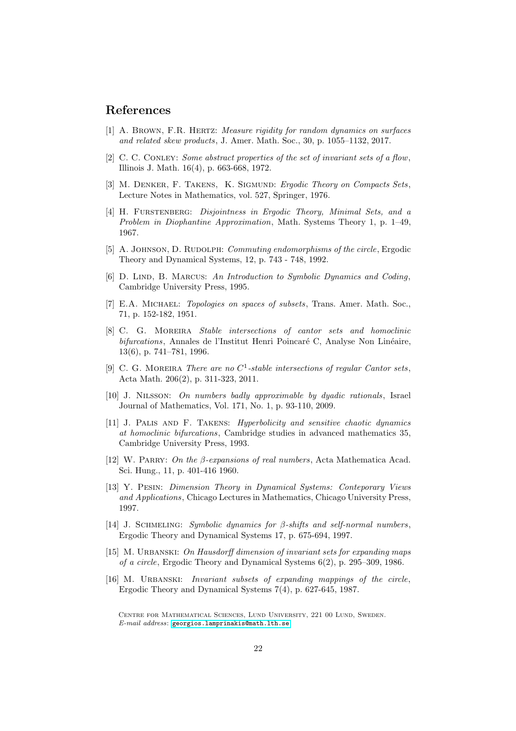# References

[1] A. Brown, F.R. Hertz: *Measure rigidity for random dynamics on surfaces and related skew products*, J. Amer. Math. Soc., 30, p. 1055–1132, 2017.

[2] C. C. Conley: *Some abstract properties of the set of invariant sets of a flow*, Illinois J. Math. 16(4), p. 663-668, 1972.

[3] M. Denker, F. Takens, K. Sigmund: *Ergodic Theory on Compacts Sets*, Lecture Notes in Mathematics, vol. 527, Springer, 1976.

[4] H. Furstenberg: *Disjointness in Ergodic Theory, Minimal Sets, and a Problem in Diophantine Approximation*, Math. Systems Theory 1, p. 1–49, 1967.

[5] A. Johnson, D. Rudolph: *Commuting endomorphisms of the circle*, Ergodic Theory and Dynamical Systems, 12, p. 743 - 748, 1992.

[6] D. Lind, B. Marcus: *An Introduction to Symbolic Dynamics and Coding*, Cambridge University Press, 1995.

[7] E.A. Michael: *Topologies on spaces of subsets*, Trans. Amer. Math. Soc., 71, p. 152-182, 1951.

[8] C. G. Moreira *Stable intersections of cantor sets and homoclinic bifurcations*, Annales de l'Institut Henri Poincaré C, Analyse Non Linéaire, 13(6), p. 741–781, 1996.

[9] C. G. Moreira *There are no $C^1$-stable intersections of regular Cantor sets*, Acta Math. 206(2), p. 311-323, 2011.

[10] J. Nilsson: *On numbers badly approximable by dyadic rationals*, Israel Journal of Mathematics, Vol. 171, No. 1, p. 93-110, 2009.

[11] J. Palis and F. Takens: *Hyperbolicity and sensitive chaotic dynamics at homoclinic bifurcations*, Cambridge studies in advanced mathematics 35, Cambridge University Press, 1993.

[12] W. Parry: *On the $\beta$-expansions of real numbers*, Acta Mathematica Acad. Sci. Hung., 11, p. 401-416 1960.

[13] Y. Pesin: *Dimension Theory in Dynamical Systems: Conteporary Views and Applications*, Chicago Lectures in Mathematics, Chicago University Press, 1997.

[14] J. Schmeling: *Symbolic dynamics for $\beta$-shifts and self-normal numbers*, Ergodic Theory and Dynamical Systems 17, p. 675-694, 1997.

[15] M. Urbanski: *On Hausdorff dimension of invariant sets for expanding maps of a circle*, Ergodic Theory and Dynamical Systems 6(2), p. 295–309, 1986.

[16] M. Urbanski: *Invariant subsets of expanding mappings of the circle*, Ergodic Theory and Dynamical Systems 7(4), p. 627-645, 1987.

Centre for Mathematical Sciences, Lund University, 221 00 Lund, Sweden.
*E-mail address*: georgios.lamprinakis@math.lth.se